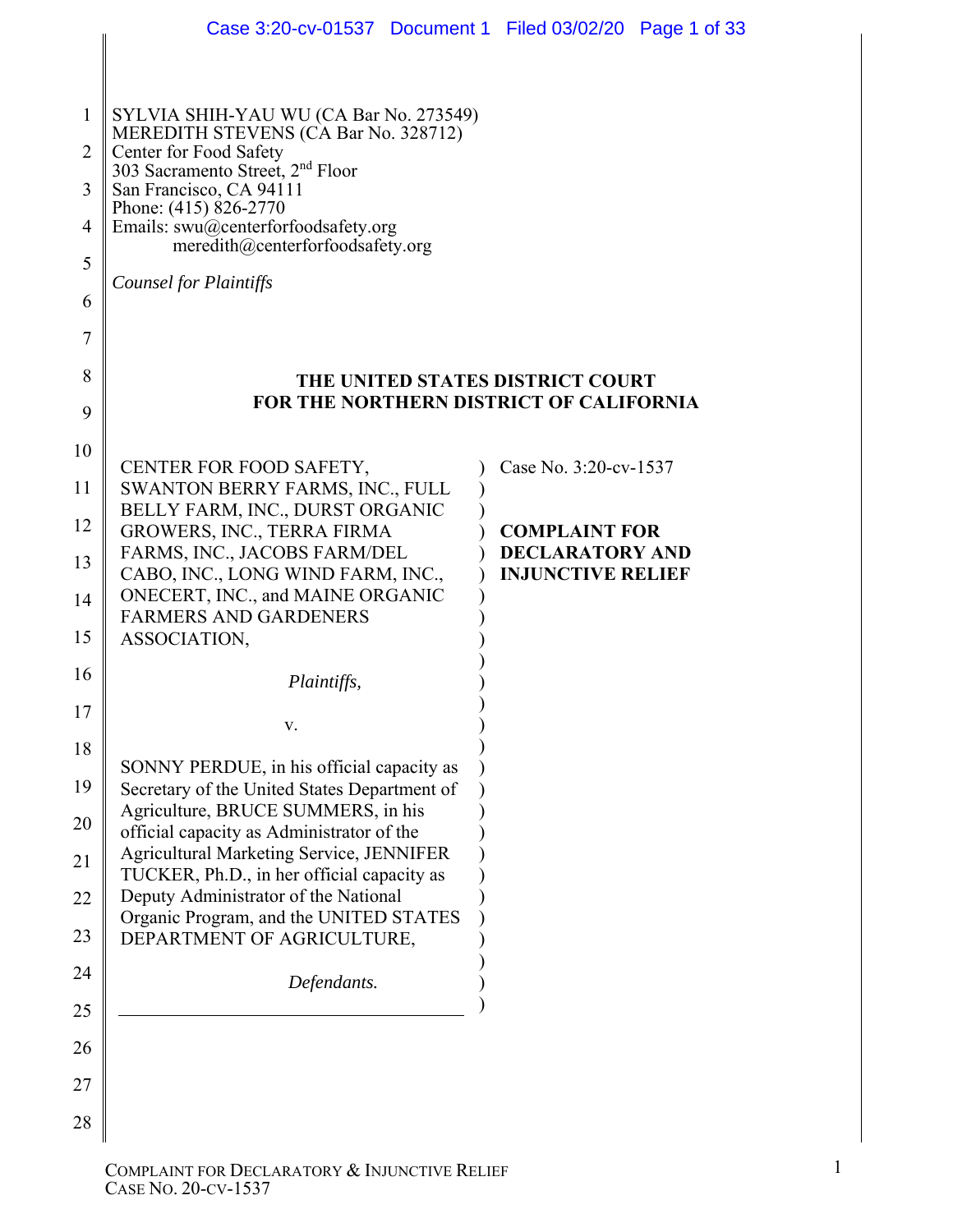SYLVIA SHIH-YAU WU (CA Bar No. 273549)
MEREDITH STEVENS (CA Bar No. 328712)
Center for Food Safety
303 Sacramento Street, 2nd Floor
San Francisco, CA 94111
Phone: (415) 826-2770
Emails: swu@centerforfoodsafety.org
meredith@centerforfoodsafety.org

*Counsel for Plaintiffs*

**THE UNITED STATES DISTRICT COURT
FOR THE NORTHERN DISTRICT OF CALIFORNIA**

CENTER FOR FOOD SAFETY, SWANTON BERRY FARMS, INC., FULL BELLY FARM, INC., DURST ORGANIC GROWERS, INC., TERRA FIRMA FARMS, INC., JACOBS FARM/DEL CABO, INC., LONG WIND FARM, INC., ONECERT, INC., and MAINE ORGANIC FARMERS AND GARDENERS ASSOCIATION,

*Plaintiffs,*

v.

SONNY PERDUE, in his official capacity as Secretary of the United States Department of Agriculture, BRUCE SUMMERS, in his official capacity as Administrator of the Agricultural Marketing Service, JENNIFER TUCKER, Ph.D., in her official capacity as Deputy Administrator of the National Organic Program, and the UNITED STATES DEPARTMENT OF AGRICULTURE,

*Defendants.*

Case No. 3:20-cv-1537

**COMPLAINT FOR DECLARATORY AND INJUNCTIVE RELIEF**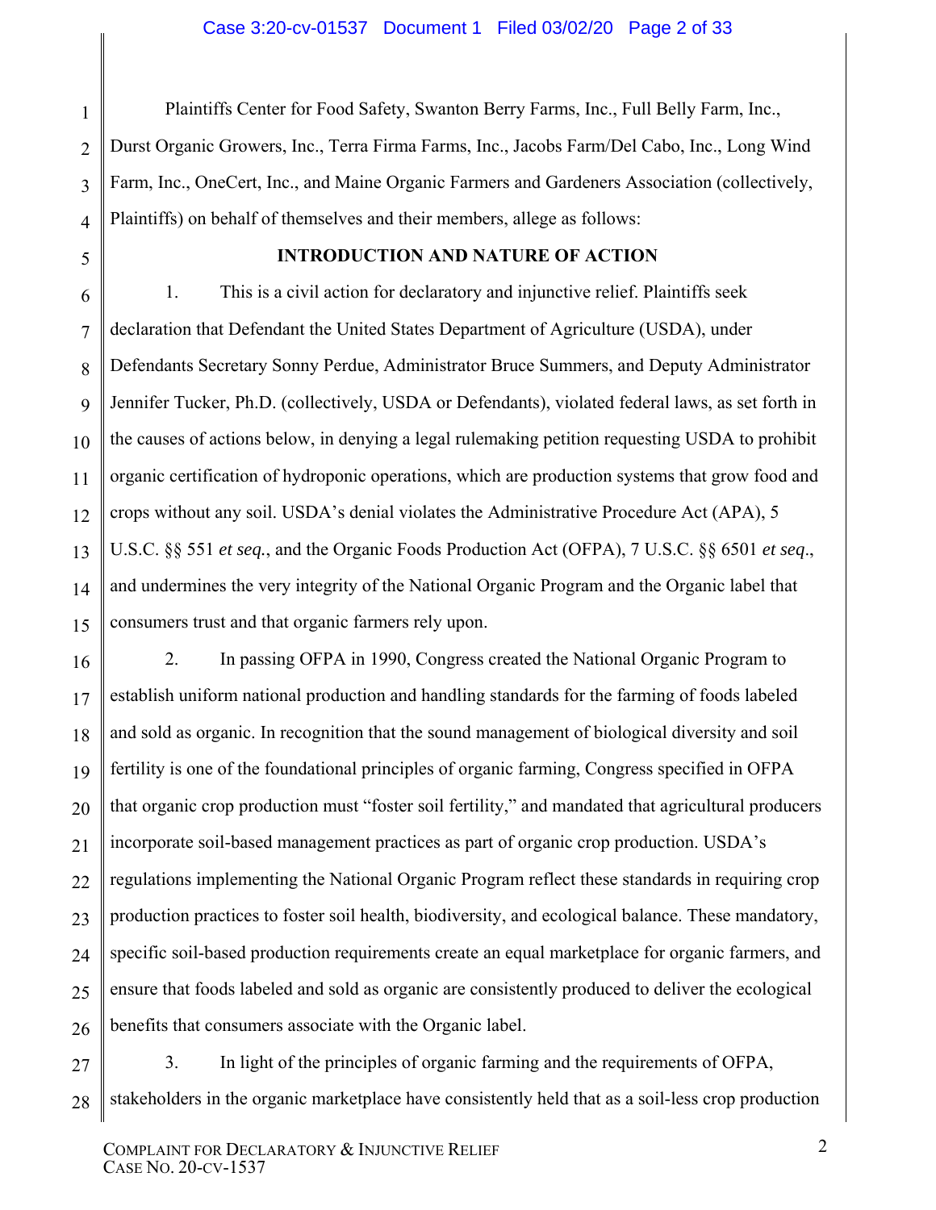Plaintiffs Center for Food Safety, Swanton Berry Farms, Inc., Full Belly Farm, Inc., Durst Organic Growers, Inc., Terra Firma Farms, Inc., Jacobs Farm/Del Cabo, Inc., Long Wind Farm, Inc., OneCert, Inc., and Maine Organic Farmers and Gardeners Association (collectively, Plaintiffs) on behalf of themselves and their members, allege as follows:

## INTRODUCTION AND NATURE OF ACTION

1. This is a civil action for declaratory and injunctive relief. Plaintiffs seek declaration that Defendant the United States Department of Agriculture (USDA), under Defendants Secretary Sonny Perdue, Administrator Bruce Summers, and Deputy Administrator Jennifer Tucker, Ph.D. (collectively, USDA or Defendants), violated federal laws, as set forth in the causes of actions below, in denying a legal rulemaking petition requesting USDA to prohibit organic certification of hydroponic operations, which are production systems that grow food and crops without any soil. USDA's denial violates the Administrative Procedure Act (APA), 5 U.S.C. §§ 551 *et seq.*, and the Organic Foods Production Act (OFPA), 7 U.S.C. §§ 6501 *et seq*., and undermines the very integrity of the National Organic Program and the Organic label that consumers trust and that organic farmers rely upon.

2. In passing OFPA in 1990, Congress created the National Organic Program to establish uniform national production and handling standards for the farming of foods labeled and sold as organic. In recognition that the sound management of biological diversity and soil fertility is one of the foundational principles of organic farming, Congress specified in OFPA that organic crop production must "foster soil fertility," and mandated that agricultural producers incorporate soil-based management practices as part of organic crop production. USDA's regulations implementing the National Organic Program reflect these standards in requiring crop production practices to foster soil health, biodiversity, and ecological balance. These mandatory, specific soil-based production requirements create an equal marketplace for organic farmers, and ensure that foods labeled and sold as organic are consistently produced to deliver the ecological benefits that consumers associate with the Organic label.

3. In light of the principles of organic farming and the requirements of OFPA, stakeholders in the organic marketplace have consistently held that as a soil-less crop production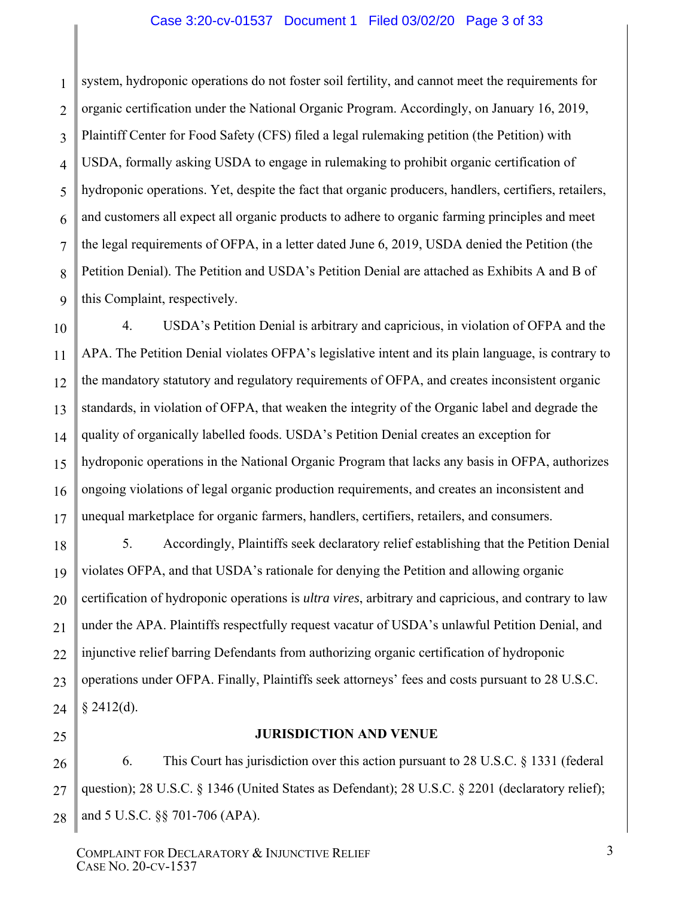system, hydroponic operations do not foster soil fertility, and cannot meet the requirements for organic certification under the National Organic Program. Accordingly, on January 16, 2019, Plaintiff Center for Food Safety (CFS) filed a legal rulemaking petition (the Petition) with USDA, formally asking USDA to engage in rulemaking to prohibit organic certification of hydroponic operations. Yet, despite the fact that organic producers, handlers, certifiers, retailers, and customers all expect all organic products to adhere to organic farming principles and meet the legal requirements of OFPA, in a letter dated June 6, 2019, USDA denied the Petition (the Petition Denial). The Petition and USDA's Petition Denial are attached as Exhibits A and B of this Complaint, respectively.

4. USDA's Petition Denial is arbitrary and capricious, in violation of OFPA and the APA. The Petition Denial violates OFPA's legislative intent and its plain language, is contrary to the mandatory statutory and regulatory requirements of OFPA, and creates inconsistent organic standards, in violation of OFPA, that weaken the integrity of the Organic label and degrade the quality of organically labelled foods. USDA's Petition Denial creates an exception for hydroponic operations in the National Organic Program that lacks any basis in OFPA, authorizes ongoing violations of legal organic production requirements, and creates an inconsistent and unequal marketplace for organic farmers, handlers, certifiers, retailers, and consumers.

5. Accordingly, Plaintiffs seek declaratory relief establishing that the Petition Denial violates OFPA, and that USDA's rationale for denying the Petition and allowing organic certification of hydroponic operations is *ultra vires*, arbitrary and capricious, and contrary to law under the APA. Plaintiffs respectfully request vacatur of USDA's unlawful Petition Denial, and injunctive relief barring Defendants from authorizing organic certification of hydroponic operations under OFPA. Finally, Plaintiffs seek attorneys' fees and costs pursuant to 28 U.S.C. § 2412(d).

## JURISDICTION AND VENUE

6. This Court has jurisdiction over this action pursuant to 28 U.S.C. § 1331 (federal question); 28 U.S.C. § 1346 (United States as Defendant); 28 U.S.C. § 2201 (declaratory relief); and 5 U.S.C. §§ 701-706 (APA).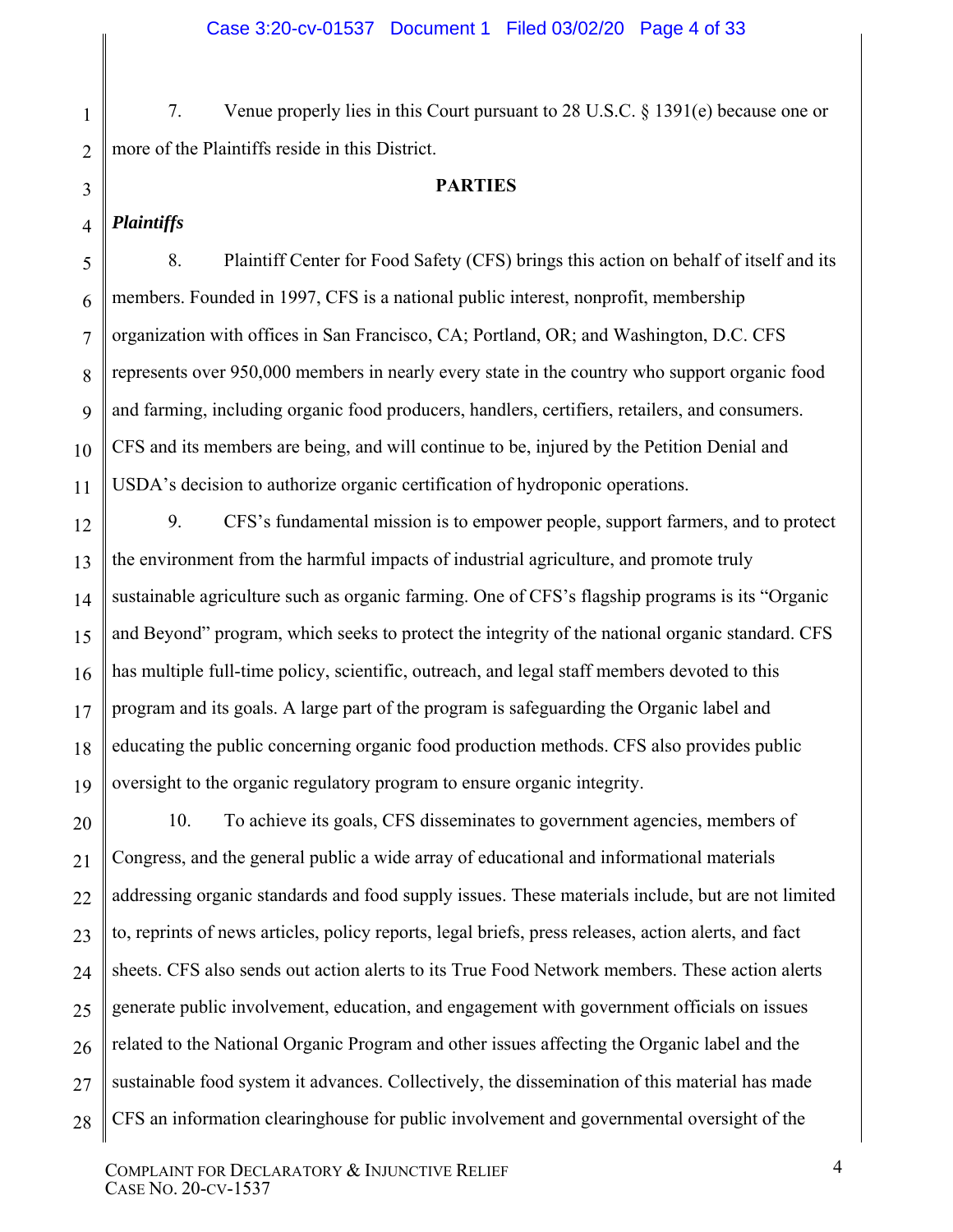7. Venue properly lies in this Court pursuant to 28 U.S.C. § 1391(e) because one or more of the Plaintiffs reside in this District.

## PARTIES

### *Plaintiffs*

8. Plaintiff Center for Food Safety (CFS) brings this action on behalf of itself and its members. Founded in 1997, CFS is a national public interest, nonprofit, membership organization with offices in San Francisco, CA; Portland, OR; and Washington, D.C. CFS represents over 950,000 members in nearly every state in the country who support organic food and farming, including organic food producers, handlers, certifiers, retailers, and consumers. CFS and its members are being, and will continue to be, injured by the Petition Denial and USDA's decision to authorize organic certification of hydroponic operations.

9. CFS's fundamental mission is to empower people, support farmers, and to protect the environment from the harmful impacts of industrial agriculture, and promote truly sustainable agriculture such as organic farming. One of CFS's flagship programs is its "Organic and Beyond" program, which seeks to protect the integrity of the national organic standard. CFS has multiple full-time policy, scientific, outreach, and legal staff members devoted to this program and its goals. A large part of the program is safeguarding the Organic label and educating the public concerning organic food production methods. CFS also provides public oversight to the organic regulatory program to ensure organic integrity.

10. To achieve its goals, CFS disseminates to government agencies, members of Congress, and the general public a wide array of educational and informational materials addressing organic standards and food supply issues. These materials include, but are not limited to, reprints of news articles, policy reports, legal briefs, press releases, action alerts, and fact sheets. CFS also sends out action alerts to its True Food Network members. These action alerts generate public involvement, education, and engagement with government officials on issues related to the National Organic Program and other issues affecting the Organic label and the sustainable food system it advances. Collectively, the dissemination of this material has made CFS an information clearinghouse for public involvement and governmental oversight of the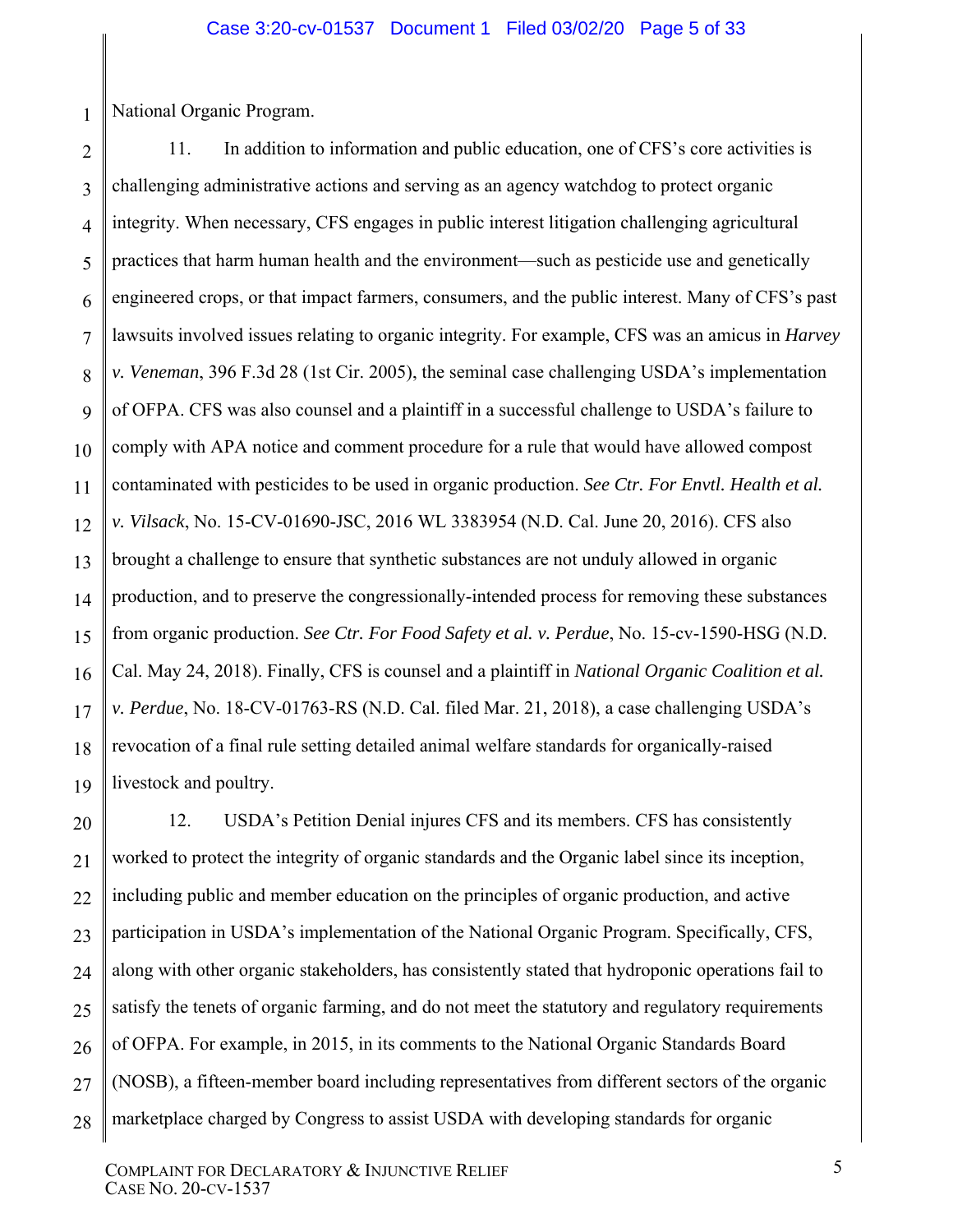National Organic Program.

11. In addition to information and public education, one of CFS's core activities is challenging administrative actions and serving as an agency watchdog to protect organic integrity. When necessary, CFS engages in public interest litigation challenging agricultural practices that harm human health and the environment—such as pesticide use and genetically engineered crops, or that impact farmers, consumers, and the public interest. Many of CFS's past lawsuits involved issues relating to organic integrity. For example, CFS was an amicus in *Harvey v. Veneman*, 396 F.3d 28 (1st Cir. 2005), the seminal case challenging USDA's implementation of OFPA. CFS was also counsel and a plaintiff in a successful challenge to USDA's failure to comply with APA notice and comment procedure for a rule that would have allowed compost contaminated with pesticides to be used in organic production. *See Ctr. For Envtl. Health et al. v. Vilsack*, No. 15-CV-01690-JSC, 2016 WL 3383954 (N.D. Cal. June 20, 2016). CFS also brought a challenge to ensure that synthetic substances are not unduly allowed in organic production, and to preserve the congressionally-intended process for removing these substances from organic production. *See Ctr. For Food Safety et al. v. Perdue*, No. 15-cv-1590-HSG (N.D. Cal. May 24, 2018). Finally, CFS is counsel and a plaintiff in *National Organic Coalition et al. v. Perdue*, No. 18-CV-01763-RS (N.D. Cal. filed Mar. 21, 2018), a case challenging USDA's revocation of a final rule setting detailed animal welfare standards for organically-raised livestock and poultry.

12. USDA's Petition Denial injures CFS and its members. CFS has consistently worked to protect the integrity of organic standards and the Organic label since its inception, including public and member education on the principles of organic production, and active participation in USDA's implementation of the National Organic Program. Specifically, CFS, along with other organic stakeholders, has consistently stated that hydroponic operations fail to satisfy the tenets of organic farming, and do not meet the statutory and regulatory requirements of OFPA. For example, in 2015, in its comments to the National Organic Standards Board (NOSB), a fifteen-member board including representatives from different sectors of the organic marketplace charged by Congress to assist USDA with developing standards for organic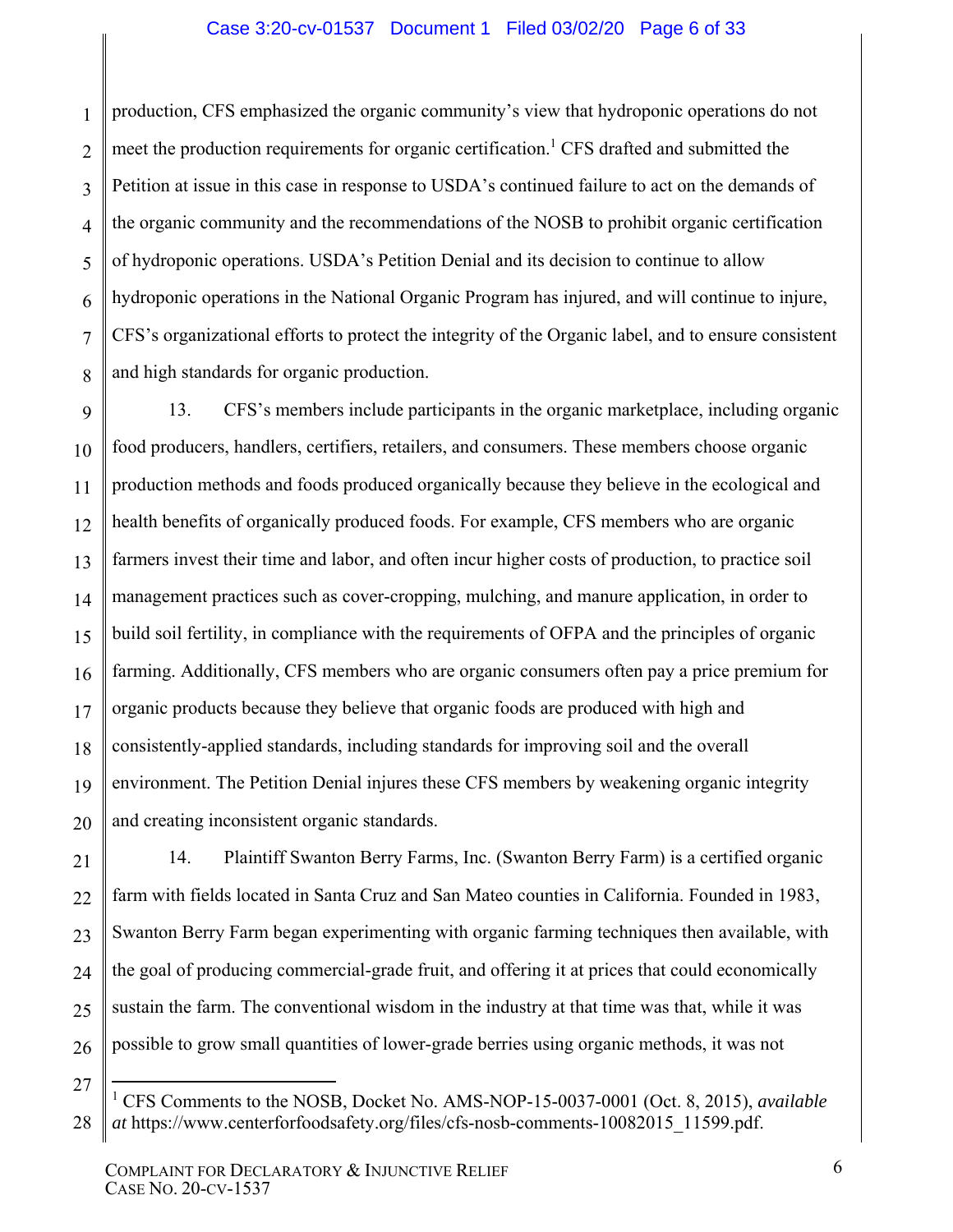production, CFS emphasized the organic community's view that hydroponic operations do not meet the production requirements for organic certification.[1] CFS drafted and submitted the Petition at issue in this case in response to USDA's continued failure to act on the demands of the organic community and the recommendations of the NOSB to prohibit organic certification of hydroponic operations. USDA's Petition Denial and its decision to continue to allow hydroponic operations in the National Organic Program has injured, and will continue to injure, CFS's organizational efforts to protect the integrity of the Organic label, and to ensure consistent and high standards for organic production.

13. CFS's members include participants in the organic marketplace, including organic food producers, handlers, certifiers, retailers, and consumers. These members choose organic production methods and foods produced organically because they believe in the ecological and health benefits of organically produced foods. For example, CFS members who are organic farmers invest their time and labor, and often incur higher costs of production, to practice soil management practices such as cover-cropping, mulching, and manure application, in order to build soil fertility, in compliance with the requirements of OFPA and the principles of organic farming. Additionally, CFS members who are organic consumers often pay a price premium for organic products because they believe that organic foods are produced with high and consistently-applied standards, including standards for improving soil and the overall environment. The Petition Denial injures these CFS members by weakening organic integrity and creating inconsistent organic standards.

14. Plaintiff Swanton Berry Farms, Inc. (Swanton Berry Farm) is a certified organic farm with fields located in Santa Cruz and San Mateo counties in California. Founded in 1983, Swanton Berry Farm began experimenting with organic farming techniques then available, with the goal of producing commercial-grade fruit, and offering it at prices that could economically sustain the farm. The conventional wisdom in the industry at that time was that, while it was possible to grow small quantities of lower-grade berries using organic methods, it was not

---

[1] CFS Comments to the NOSB, Docket No. AMS-NOP-15-0037-0001 (Oct. 8, 2015), *available at* https://www.centerforfoodsafety.org/files/cfs-nosb-comments-10082015_11599.pdf.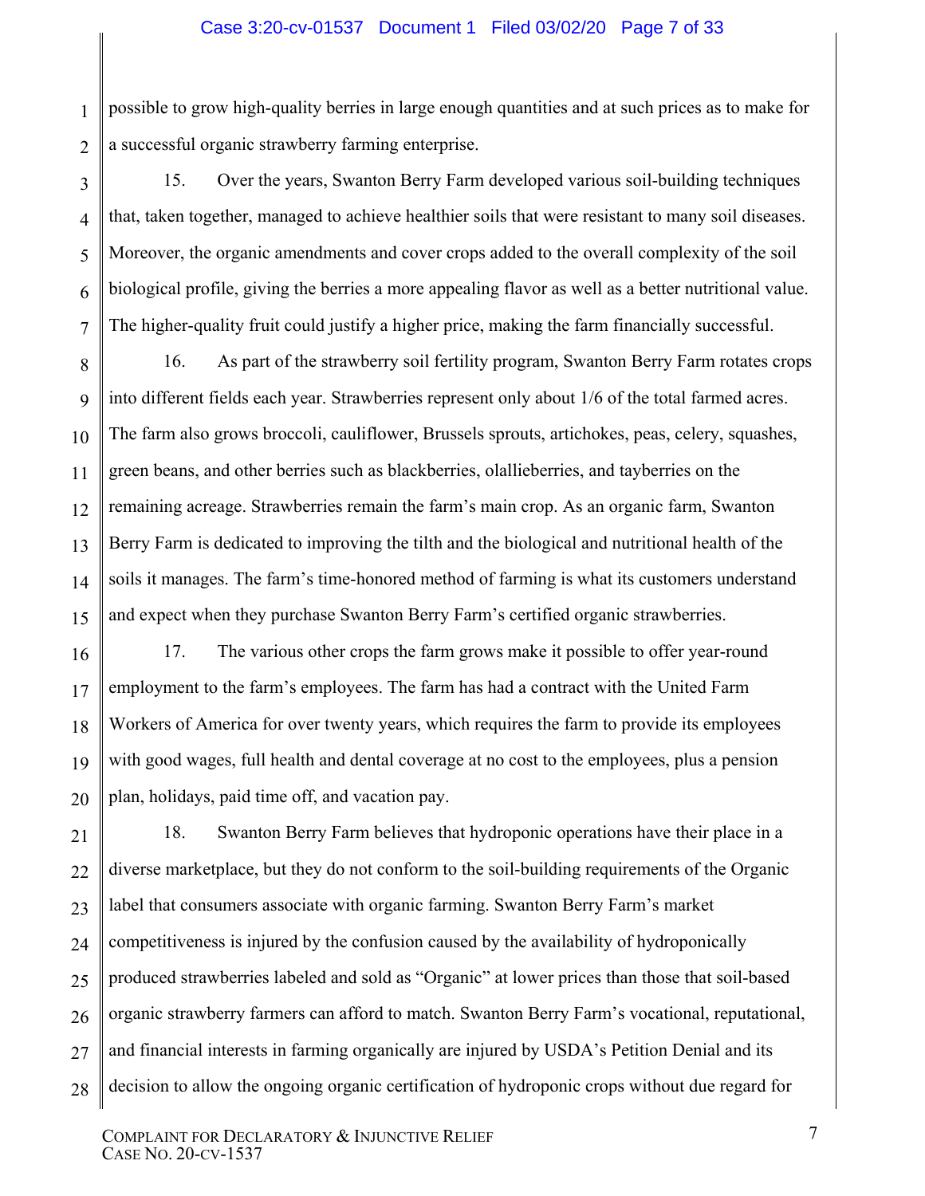possible to grow high-quality berries in large enough quantities and at such prices as to make for a successful organic strawberry farming enterprise.

15. Over the years, Swanton Berry Farm developed various soil-building techniques that, taken together, managed to achieve healthier soils that were resistant to many soil diseases. Moreover, the organic amendments and cover crops added to the overall complexity of the soil biological profile, giving the berries a more appealing flavor as well as a better nutritional value. The higher-quality fruit could justify a higher price, making the farm financially successful.

16. As part of the strawberry soil fertility program, Swanton Berry Farm rotates crops into different fields each year. Strawberries represent only about 1/6 of the total farmed acres. The farm also grows broccoli, cauliflower, Brussels sprouts, artichokes, peas, celery, squashes, green beans, and other berries such as blackberries, olallieberries, and tayberries on the remaining acreage. Strawberries remain the farm's main crop. As an organic farm, Swanton Berry Farm is dedicated to improving the tilth and the biological and nutritional health of the soils it manages. The farm's time-honored method of farming is what its customers understand and expect when they purchase Swanton Berry Farm's certified organic strawberries.

17. The various other crops the farm grows make it possible to offer year-round employment to the farm's employees. The farm has had a contract with the United Farm Workers of America for over twenty years, which requires the farm to provide its employees with good wages, full health and dental coverage at no cost to the employees, plus a pension plan, holidays, paid time off, and vacation pay.

18. Swanton Berry Farm believes that hydroponic operations have their place in a diverse marketplace, but they do not conform to the soil-building requirements of the Organic label that consumers associate with organic farming. Swanton Berry Farm's market competitiveness is injured by the confusion caused by the availability of hydroponically produced strawberries labeled and sold as "Organic" at lower prices than those that soil-based organic strawberry farmers can afford to match. Swanton Berry Farm's vocational, reputational, and financial interests in farming organically are injured by USDA's Petition Denial and its decision to allow the ongoing organic certification of hydroponic crops without due regard for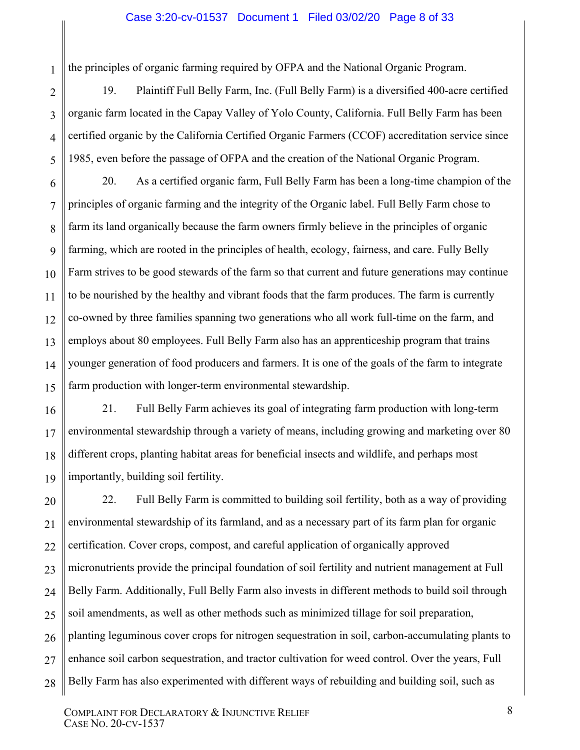the principles of organic farming required by OFPA and the National Organic Program.

19. Plaintiff Full Belly Farm, Inc. (Full Belly Farm) is a diversified 400-acre certified organic farm located in the Capay Valley of Yolo County, California. Full Belly Farm has been certified organic by the California Certified Organic Farmers (CCOF) accreditation service since 1985, even before the passage of OFPA and the creation of the National Organic Program.

20. As a certified organic farm, Full Belly Farm has been a long-time champion of the principles of organic farming and the integrity of the Organic label. Full Belly Farm chose to farm its land organically because the farm owners firmly believe in the principles of organic farming, which are rooted in the principles of health, ecology, fairness, and care. Fully Belly Farm strives to be good stewards of the farm so that current and future generations may continue to be nourished by the healthy and vibrant foods that the farm produces. The farm is currently co-owned by three families spanning two generations who all work full-time on the farm, and employs about 80 employees. Full Belly Farm also has an apprenticeship program that trains younger generation of food producers and farmers. It is one of the goals of the farm to integrate farm production with longer-term environmental stewardship.

21. Full Belly Farm achieves its goal of integrating farm production with long-term environmental stewardship through a variety of means, including growing and marketing over 80 different crops, planting habitat areas for beneficial insects and wildlife, and perhaps most importantly, building soil fertility.

22. Full Belly Farm is committed to building soil fertility, both as a way of providing environmental stewardship of its farmland, and as a necessary part of its farm plan for organic certification. Cover crops, compost, and careful application of organically approved micronutrients provide the principal foundation of soil fertility and nutrient management at Full Belly Farm. Additionally, Full Belly Farm also invests in different methods to build soil through soil amendments, as well as other methods such as minimized tillage for soil preparation, planting leguminous cover crops for nitrogen sequestration in soil, carbon-accumulating plants to enhance soil carbon sequestration, and tractor cultivation for weed control. Over the years, Full Belly Farm has also experimented with different ways of rebuilding and building soil, such as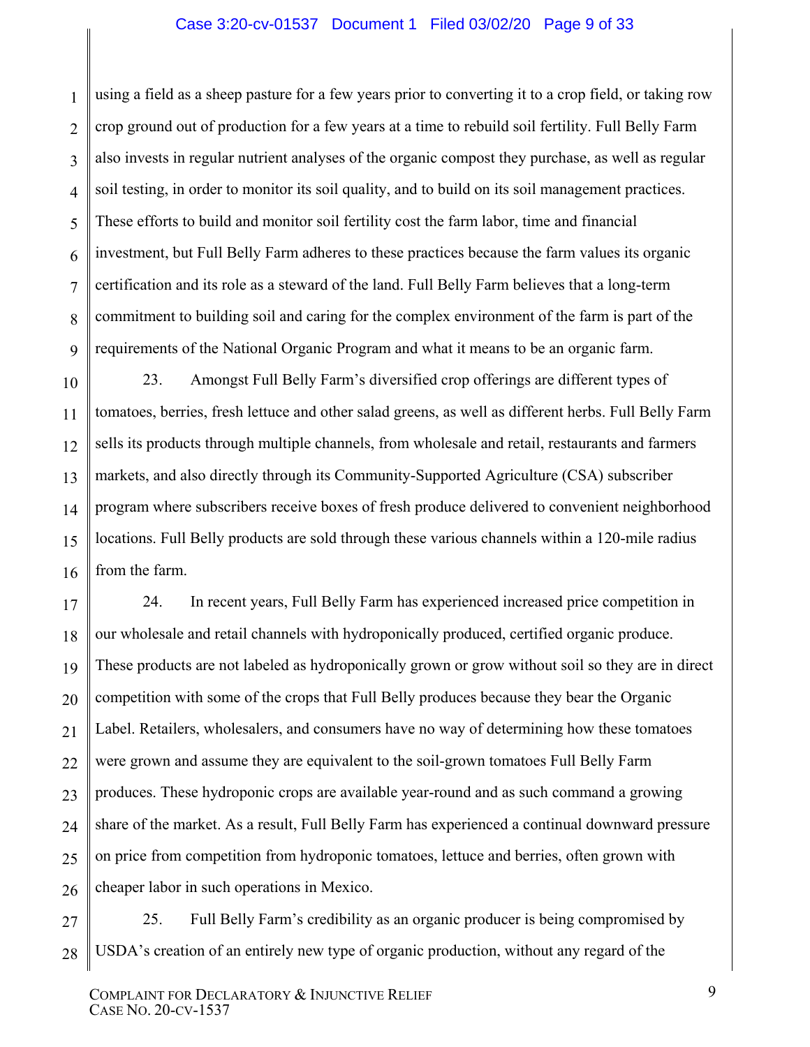using a field as a sheep pasture for a few years prior to converting it to a crop field, or taking row crop ground out of production for a few years at a time to rebuild soil fertility. Full Belly Farm also invests in regular nutrient analyses of the organic compost they purchase, as well as regular soil testing, in order to monitor its soil quality, and to build on its soil management practices. These efforts to build and monitor soil fertility cost the farm labor, time and financial investment, but Full Belly Farm adheres to these practices because the farm values its organic certification and its role as a steward of the land. Full Belly Farm believes that a long-term commitment to building soil and caring for the complex environment of the farm is part of the requirements of the National Organic Program and what it means to be an organic farm.

23. Amongst Full Belly Farm's diversified crop offerings are different types of tomatoes, berries, fresh lettuce and other salad greens, as well as different herbs. Full Belly Farm sells its products through multiple channels, from wholesale and retail, restaurants and farmers markets, and also directly through its Community-Supported Agriculture (CSA) subscriber program where subscribers receive boxes of fresh produce delivered to convenient neighborhood locations. Full Belly products are sold through these various channels within a 120-mile radius from the farm.

24. In recent years, Full Belly Farm has experienced increased price competition in our wholesale and retail channels with hydroponically produced, certified organic produce. These products are not labeled as hydroponically grown or grow without soil so they are in direct competition with some of the crops that Full Belly produces because they bear the Organic Label. Retailers, wholesalers, and consumers have no way of determining how these tomatoes were grown and assume they are equivalent to the soil-grown tomatoes Full Belly Farm produces. These hydroponic crops are available year-round and as such command a growing share of the market. As a result, Full Belly Farm has experienced a continual downward pressure on price from competition from hydroponic tomatoes, lettuce and berries, often grown with cheaper labor in such operations in Mexico.

25. Full Belly Farm's credibility as an organic producer is being compromised by USDA's creation of an entirely new type of organic production, without any regard of the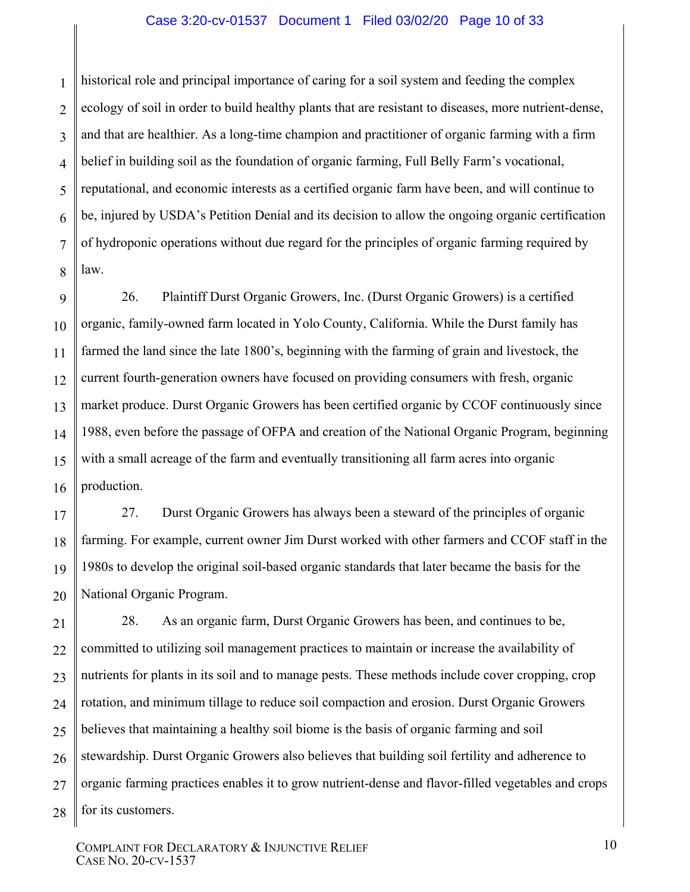historical role and principal importance of caring for a soil system and feeding the complex ecology of soil in order to build healthy plants that are resistant to diseases, more nutrient-dense, and that are healthier. As a long-time champion and practitioner of organic farming with a firm belief in building soil as the foundation of organic farming, Full Belly Farm's vocational, reputational, and economic interests as a certified organic farm have been, and will continue to be, injured by USDA's Petition Denial and its decision to allow the ongoing organic certification of hydroponic operations without due regard for the principles of organic farming required by law.

26. Plaintiff Durst Organic Growers, Inc. (Durst Organic Growers) is a certified organic, family-owned farm located in Yolo County, California. While the Durst family has farmed the land since the late 1800's, beginning with the farming of grain and livestock, the current fourth-generation owners have focused on providing consumers with fresh, organic market produce. Durst Organic Growers has been certified organic by CCOF continuously since 1988, even before the passage of OFPA and creation of the National Organic Program, beginning with a small acreage of the farm and eventually transitioning all farm acres into organic production.

27. Durst Organic Growers has always been a steward of the principles of organic farming. For example, current owner Jim Durst worked with other farmers and CCOF staff in the 1980s to develop the original soil-based organic standards that later became the basis for the National Organic Program.

28. As an organic farm, Durst Organic Growers has been, and continues to be, committed to utilizing soil management practices to maintain or increase the availability of nutrients for plants in its soil and to manage pests. These methods include cover cropping, crop rotation, and minimum tillage to reduce soil compaction and erosion. Durst Organic Growers believes that maintaining a healthy soil biome is the basis of organic farming and soil stewardship. Durst Organic Growers also believes that building soil fertility and adherence to organic farming practices enables it to grow nutrient-dense and flavor-filled vegetables and crops for its customers.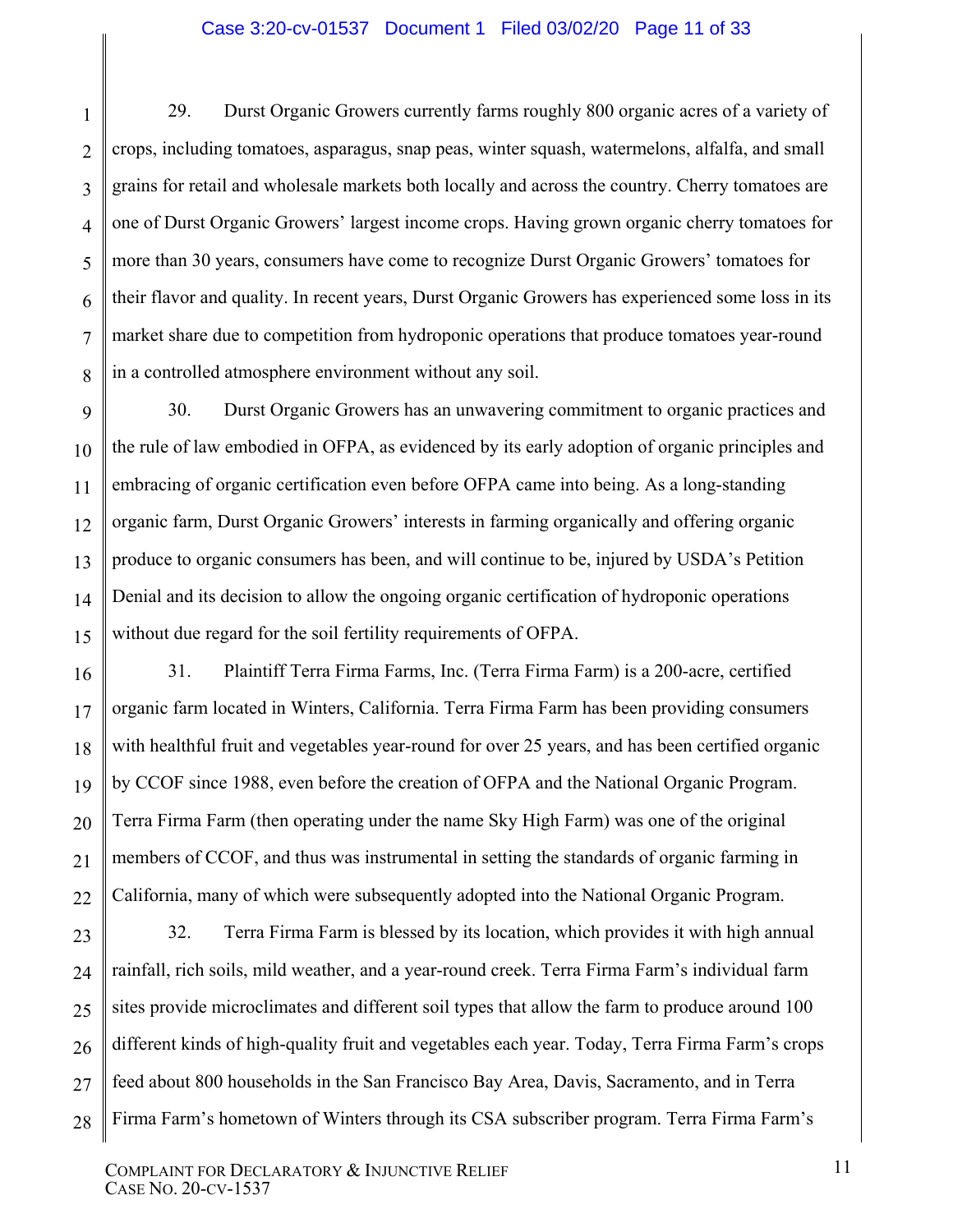29. Durst Organic Growers currently farms roughly 800 organic acres of a variety of crops, including tomatoes, asparagus, snap peas, winter squash, watermelons, alfalfa, and small grains for retail and wholesale markets both locally and across the country. Cherry tomatoes are one of Durst Organic Growers' largest income crops. Having grown organic cherry tomatoes for more than 30 years, consumers have come to recognize Durst Organic Growers' tomatoes for their flavor and quality. In recent years, Durst Organic Growers has experienced some loss in its market share due to competition from hydroponic operations that produce tomatoes year-round in a controlled atmosphere environment without any soil.

30. Durst Organic Growers has an unwavering commitment to organic practices and the rule of law embodied in OFPA, as evidenced by its early adoption of organic principles and embracing of organic certification even before OFPA came into being. As a long-standing organic farm, Durst Organic Growers' interests in farming organically and offering organic produce to organic consumers has been, and will continue to be, injured by USDA's Petition Denial and its decision to allow the ongoing organic certification of hydroponic operations without due regard for the soil fertility requirements of OFPA.

31. Plaintiff Terra Firma Farms, Inc. (Terra Firma Farm) is a 200-acre, certified organic farm located in Winters, California. Terra Firma Farm has been providing consumers with healthful fruit and vegetables year-round for over 25 years, and has been certified organic by CCOF since 1988, even before the creation of OFPA and the National Organic Program. Terra Firma Farm (then operating under the name Sky High Farm) was one of the original members of CCOF, and thus was instrumental in setting the standards of organic farming in California, many of which were subsequently adopted into the National Organic Program.

32. Terra Firma Farm is blessed by its location, which provides it with high annual rainfall, rich soils, mild weather, and a year-round creek. Terra Firma Farm's individual farm sites provide microclimates and different soil types that allow the farm to produce around 100 different kinds of high-quality fruit and vegetables each year. Today, Terra Firma Farm's crops feed about 800 households in the San Francisco Bay Area, Davis, Sacramento, and in Terra Firma Farm's hometown of Winters through its CSA subscriber program. Terra Firma Farm's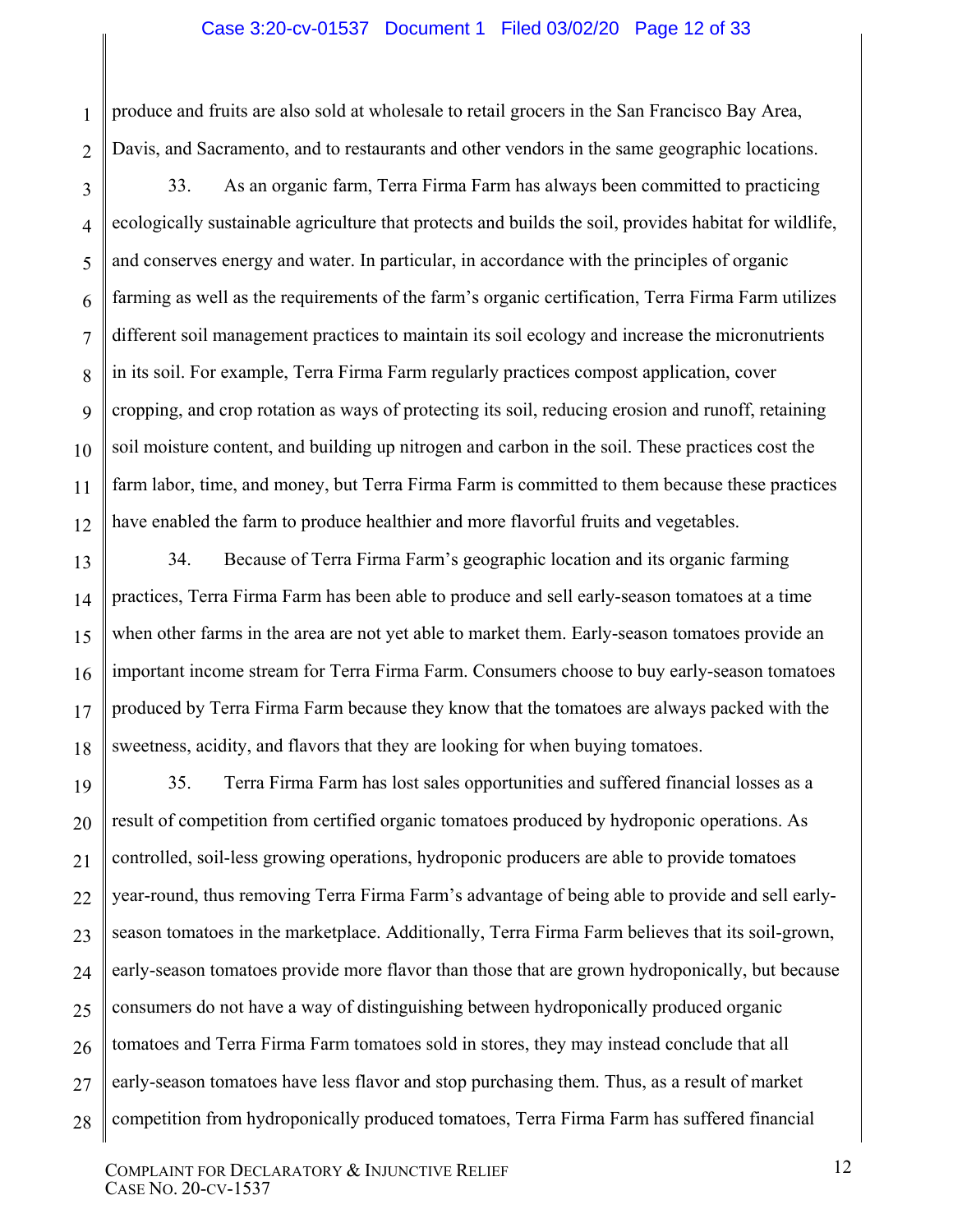produce and fruits are also sold at wholesale to retail grocers in the San Francisco Bay Area, Davis, and Sacramento, and to restaurants and other vendors in the same geographic locations.

33. As an organic farm, Terra Firma Farm has always been committed to practicing ecologically sustainable agriculture that protects and builds the soil, provides habitat for wildlife, and conserves energy and water. In particular, in accordance with the principles of organic farming as well as the requirements of the farm's organic certification, Terra Firma Farm utilizes different soil management practices to maintain its soil ecology and increase the micronutrients in its soil. For example, Terra Firma Farm regularly practices compost application, cover cropping, and crop rotation as ways of protecting its soil, reducing erosion and runoff, retaining soil moisture content, and building up nitrogen and carbon in the soil. These practices cost the farm labor, time, and money, but Terra Firma Farm is committed to them because these practices have enabled the farm to produce healthier and more flavorful fruits and vegetables.

34. Because of Terra Firma Farm's geographic location and its organic farming practices, Terra Firma Farm has been able to produce and sell early-season tomatoes at a time when other farms in the area are not yet able to market them. Early-season tomatoes provide an important income stream for Terra Firma Farm. Consumers choose to buy early-season tomatoes produced by Terra Firma Farm because they know that the tomatoes are always packed with the sweetness, acidity, and flavors that they are looking for when buying tomatoes.

35. Terra Firma Farm has lost sales opportunities and suffered financial losses as a result of competition from certified organic tomatoes produced by hydroponic operations. As controlled, soil-less growing operations, hydroponic producers are able to provide tomatoes year-round, thus removing Terra Firma Farm's advantage of being able to provide and sell early-season tomatoes in the marketplace. Additionally, Terra Firma Farm believes that its soil-grown, early-season tomatoes provide more flavor than those that are grown hydroponically, but because consumers do not have a way of distinguishing between hydroponically produced organic tomatoes and Terra Firma Farm tomatoes sold in stores, they may instead conclude that all early-season tomatoes have less flavor and stop purchasing them. Thus, as a result of market competition from hydroponically produced tomatoes, Terra Firma Farm has suffered financial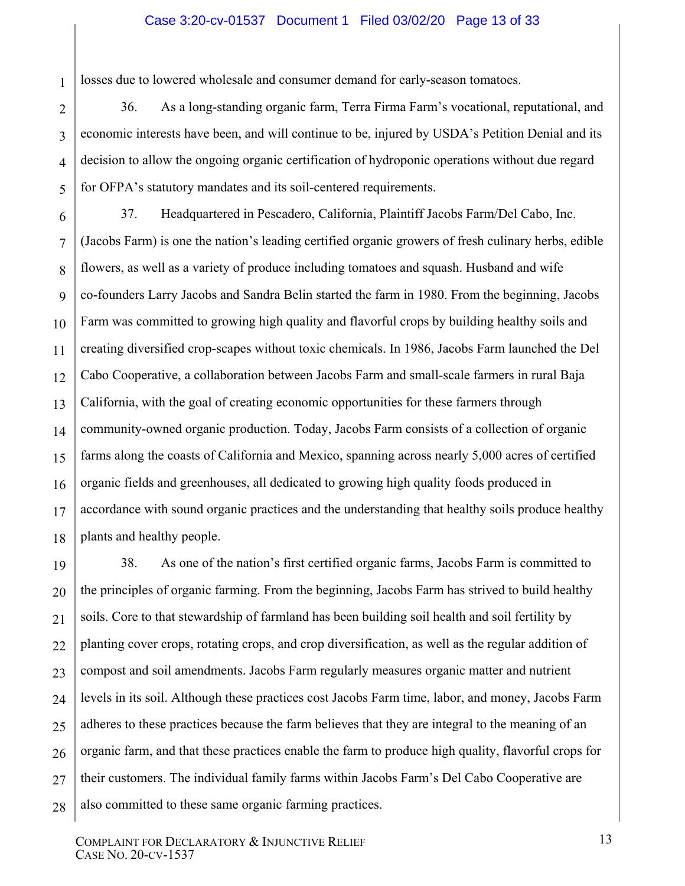losses due to lowered wholesale and consumer demand for early-season tomatoes.

36. As a long-standing organic farm, Terra Firma Farm's vocational, reputational, and economic interests have been, and will continue to be, injured by USDA's Petition Denial and its decision to allow the ongoing organic certification of hydroponic operations without due regard for OFPA's statutory mandates and its soil-centered requirements.

37. Headquartered in Pescadero, California, Plaintiff Jacobs Farm/Del Cabo, Inc. (Jacobs Farm) is one the nation's leading certified organic growers of fresh culinary herbs, edible flowers, as well as a variety of produce including tomatoes and squash. Husband and wife co-founders Larry Jacobs and Sandra Belin started the farm in 1980. From the beginning, Jacobs Farm was committed to growing high quality and flavorful crops by building healthy soils and creating diversified crop-scapes without toxic chemicals. In 1986, Jacobs Farm launched the Del Cabo Cooperative, a collaboration between Jacobs Farm and small-scale farmers in rural Baja California, with the goal of creating economic opportunities for these farmers through community-owned organic production. Today, Jacobs Farm consists of a collection of organic farms along the coasts of California and Mexico, spanning across nearly 5,000 acres of certified organic fields and greenhouses, all dedicated to growing high quality foods produced in accordance with sound organic practices and the understanding that healthy soils produce healthy plants and healthy people.

38. As one of the nation's first certified organic farms, Jacobs Farm is committed to the principles of organic farming. From the beginning, Jacobs Farm has strived to build healthy soils. Core to that stewardship of farmland has been building soil health and soil fertility by planting cover crops, rotating crops, and crop diversification, as well as the regular addition of compost and soil amendments. Jacobs Farm regularly measures organic matter and nutrient levels in its soil. Although these practices cost Jacobs Farm time, labor, and money, Jacobs Farm adheres to these practices because the farm believes that they are integral to the meaning of an organic farm, and that these practices enable the farm to produce high quality, flavorful crops for their customers. The individual family farms within Jacobs Farm's Del Cabo Cooperative are also committed to these same organic farming practices.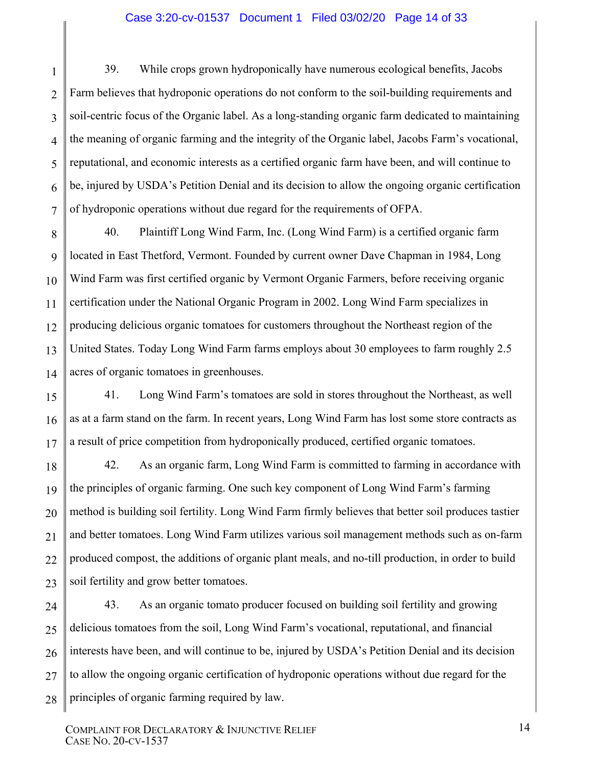39. While crops grown hydroponically have numerous ecological benefits, Jacobs Farm believes that hydroponic operations do not conform to the soil-building requirements and soil-centric focus of the Organic label. As a long-standing organic farm dedicated to maintaining the meaning of organic farming and the integrity of the Organic label, Jacobs Farm's vocational, reputational, and economic interests as a certified organic farm have been, and will continue to be, injured by USDA's Petition Denial and its decision to allow the ongoing organic certification of hydroponic operations without due regard for the requirements of OFPA.

40. Plaintiff Long Wind Farm, Inc. (Long Wind Farm) is a certified organic farm located in East Thetford, Vermont. Founded by current owner Dave Chapman in 1984, Long Wind Farm was first certified organic by Vermont Organic Farmers, before receiving organic certification under the National Organic Program in 2002. Long Wind Farm specializes in producing delicious organic tomatoes for customers throughout the Northeast region of the United States. Today Long Wind Farm farms employs about 30 employees to farm roughly 2.5 acres of organic tomatoes in greenhouses.

41. Long Wind Farm's tomatoes are sold in stores throughout the Northeast, as well as at a farm stand on the farm. In recent years, Long Wind Farm has lost some store contracts as a result of price competition from hydroponically produced, certified organic tomatoes.

42. As an organic farm, Long Wind Farm is committed to farming in accordance with the principles of organic farming. One such key component of Long Wind Farm's farming method is building soil fertility. Long Wind Farm firmly believes that better soil produces tastier and better tomatoes. Long Wind Farm utilizes various soil management methods such as on-farm produced compost, the additions of organic plant meals, and no-till production, in order to build soil fertility and grow better tomatoes.

43. As an organic tomato producer focused on building soil fertility and growing delicious tomatoes from the soil, Long Wind Farm's vocational, reputational, and financial interests have been, and will continue to be, injured by USDA's Petition Denial and its decision to allow the ongoing organic certification of hydroponic operations without due regard for the principles of organic farming required by law.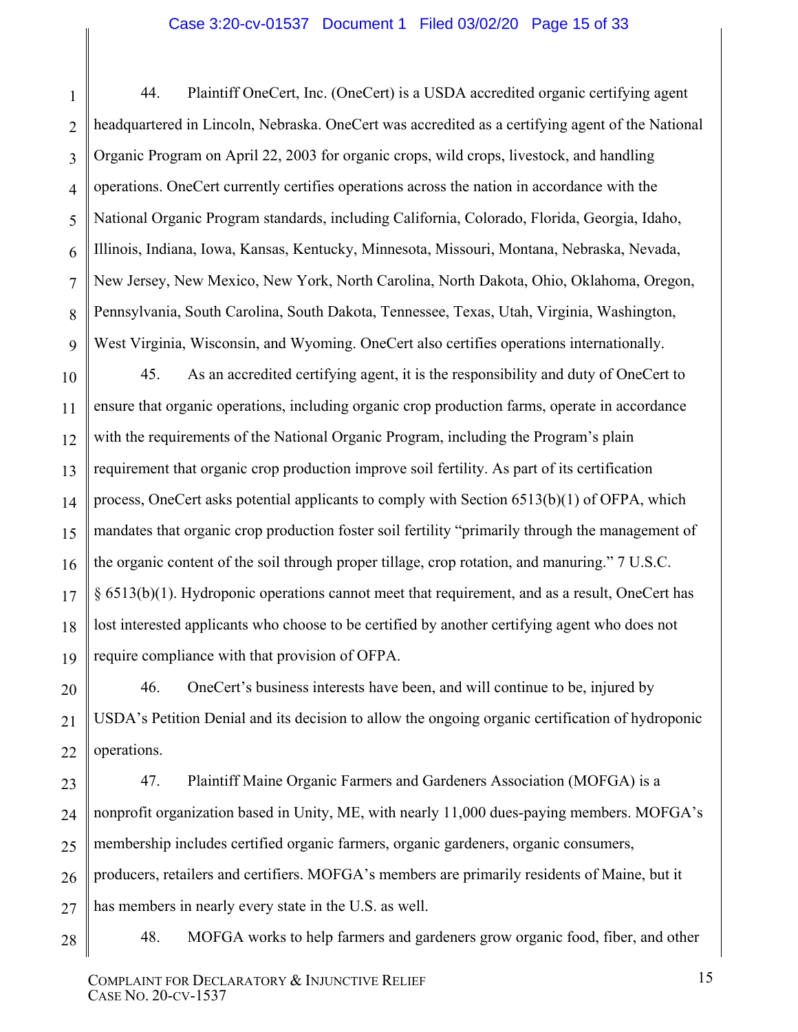44. Plaintiff OneCert, Inc. (OneCert) is a USDA accredited organic certifying agent headquartered in Lincoln, Nebraska. OneCert was accredited as a certifying agent of the National Organic Program on April 22, 2003 for organic crops, wild crops, livestock, and handling operations. OneCert currently certifies operations across the nation in accordance with the National Organic Program standards, including California, Colorado, Florida, Georgia, Idaho, Illinois, Indiana, Iowa, Kansas, Kentucky, Minnesota, Missouri, Montana, Nebraska, Nevada, New Jersey, New Mexico, New York, North Carolina, North Dakota, Ohio, Oklahoma, Oregon, Pennsylvania, South Carolina, South Dakota, Tennessee, Texas, Utah, Virginia, Washington, West Virginia, Wisconsin, and Wyoming. OneCert also certifies operations internationally.

45. As an accredited certifying agent, it is the responsibility and duty of OneCert to ensure that organic operations, including organic crop production farms, operate in accordance with the requirements of the National Organic Program, including the Program's plain requirement that organic crop production improve soil fertility. As part of its certification process, OneCert asks potential applicants to comply with Section 6513(b)(1) of OFPA, which mandates that organic crop production foster soil fertility "primarily through the management of the organic content of the soil through proper tillage, crop rotation, and manuring." 7 U.S.C. § 6513(b)(1). Hydroponic operations cannot meet that requirement, and as a result, OneCert has lost interested applicants who choose to be certified by another certifying agent who does not require compliance with that provision of OFPA.

46. OneCert's business interests have been, and will continue to be, injured by USDA's Petition Denial and its decision to allow the ongoing organic certification of hydroponic operations.

47. Plaintiff Maine Organic Farmers and Gardeners Association (MOFGA) is a nonprofit organization based in Unity, ME, with nearly 11,000 dues-paying members. MOFGA's membership includes certified organic farmers, organic gardeners, organic consumers, producers, retailers and certifiers. MOFGA's members are primarily residents of Maine, but it has members in nearly every state in the U.S. as well.

48. MOFGA works to help farmers and gardeners grow organic food, fiber, and other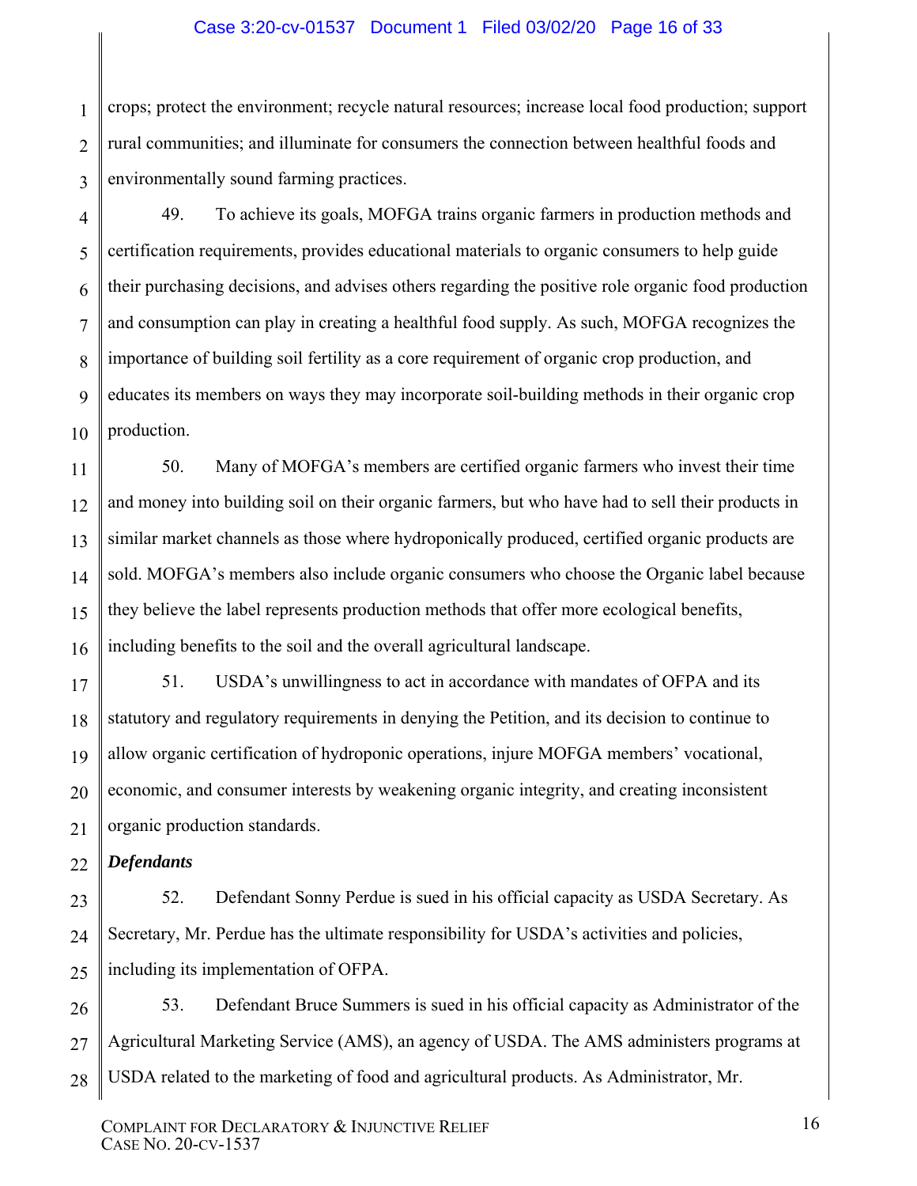crops; protect the environment; recycle natural resources; increase local food production; support rural communities; and illuminate for consumers the connection between healthful foods and environmentally sound farming practices.

49. To achieve its goals, MOFGA trains organic farmers in production methods and certification requirements, provides educational materials to organic consumers to help guide their purchasing decisions, and advises others regarding the positive role organic food production and consumption can play in creating a healthful food supply. As such, MOFGA recognizes the importance of building soil fertility as a core requirement of organic crop production, and educates its members on ways they may incorporate soil-building methods in their organic crop production.

50. Many of MOFGA's members are certified organic farmers who invest their time and money into building soil on their organic farmers, but who have had to sell their products in similar market channels as those where hydroponically produced, certified organic products are sold. MOFGA's members also include organic consumers who choose the Organic label because they believe the label represents production methods that offer more ecological benefits, including benefits to the soil and the overall agricultural landscape.

51. USDA's unwillingness to act in accordance with mandates of OFPA and its statutory and regulatory requirements in denying the Petition, and its decision to continue to allow organic certification of hydroponic operations, injure MOFGA members' vocational, economic, and consumer interests by weakening organic integrity, and creating inconsistent organic production standards.

***Defendants***

52. Defendant Sonny Perdue is sued in his official capacity as USDA Secretary. As Secretary, Mr. Perdue has the ultimate responsibility for USDA's activities and policies, including its implementation of OFPA.

53. Defendant Bruce Summers is sued in his official capacity as Administrator of the Agricultural Marketing Service (AMS), an agency of USDA. The AMS administers programs at USDA related to the marketing of food and agricultural products. As Administrator, Mr.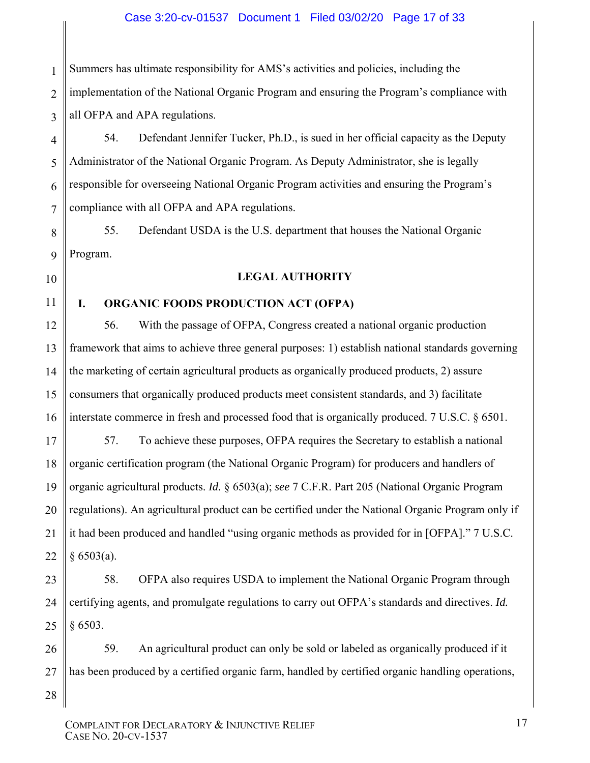Summers has ultimate responsibility for AMS's activities and policies, including the implementation of the National Organic Program and ensuring the Program's compliance with all OFPA and APA regulations.

54. Defendant Jennifer Tucker, Ph.D., is sued in her official capacity as the Deputy Administrator of the National Organic Program. As Deputy Administrator, she is legally responsible for overseeing National Organic Program activities and ensuring the Program's compliance with all OFPA and APA regulations.

55. Defendant USDA is the U.S. department that houses the National Organic Program.

## LEGAL AUTHORITY

### I. ORGANIC FOODS PRODUCTION ACT (OFPA)

56. With the passage of OFPA, Congress created a national organic production framework that aims to achieve three general purposes: 1) establish national standards governing the marketing of certain agricultural products as organically produced products, 2) assure consumers that organically produced products meet consistent standards, and 3) facilitate interstate commerce in fresh and processed food that is organically produced. 7 U.S.C. § 6501.

57. To achieve these purposes, OFPA requires the Secretary to establish a national organic certification program (the National Organic Program) for producers and handlers of organic agricultural products. *Id.* § 6503(a); *see* 7 C.F.R. Part 205 (National Organic Program regulations). An agricultural product can be certified under the National Organic Program only if it had been produced and handled "using organic methods as provided for in [OFPA]." 7 U.S.C. § 6503(a).

58. OFPA also requires USDA to implement the National Organic Program through certifying agents, and promulgate regulations to carry out OFPA's standards and directives. *Id.* § 6503.

59. An agricultural product can only be sold or labeled as organically produced if it has been produced by a certified organic farm, handled by certified organic handling operations,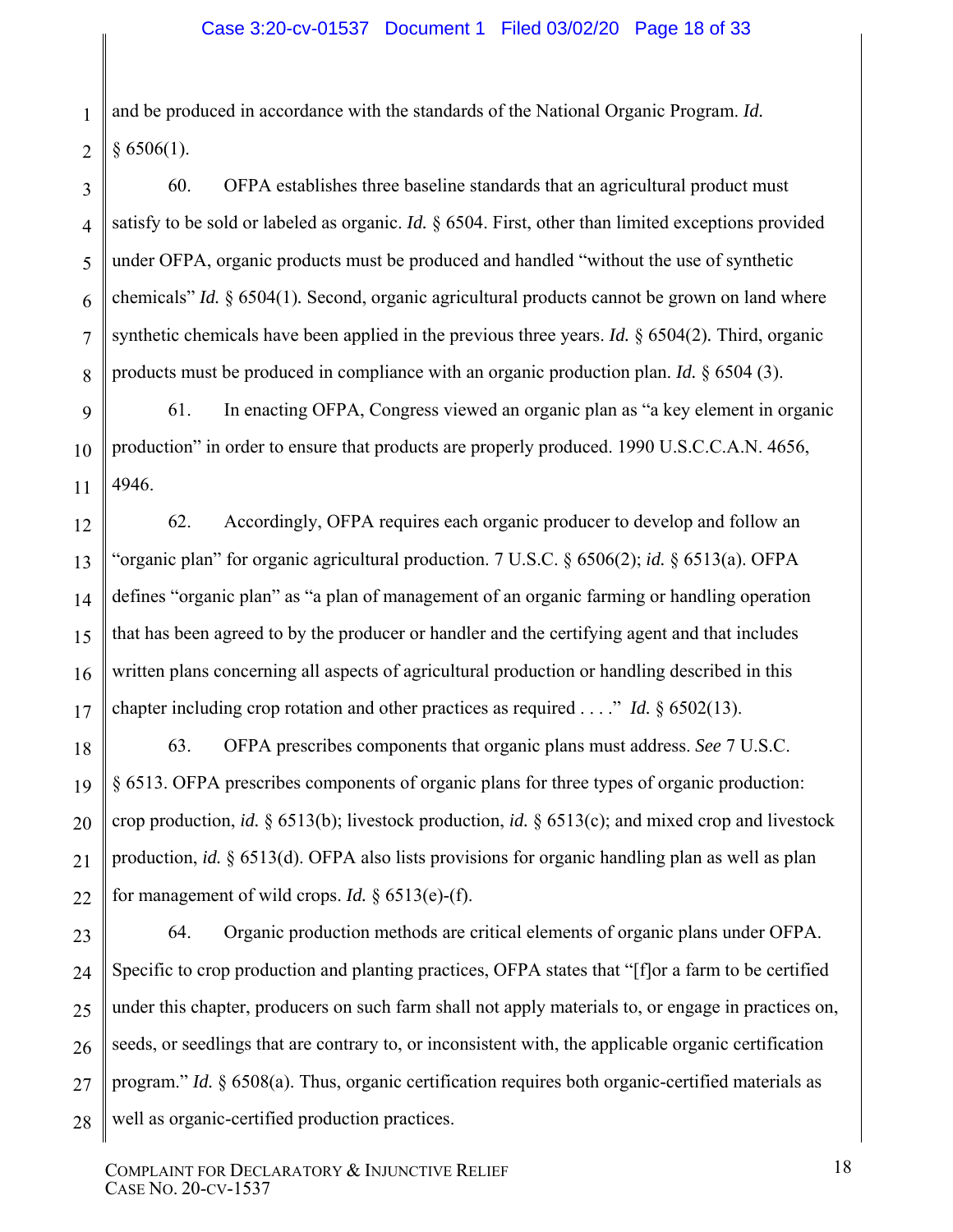and be produced in accordance with the standards of the National Organic Program. *Id.* § 6506(1).

60. OFPA establishes three baseline standards that an agricultural product must satisfy to be sold or labeled as organic. *Id.* § 6504. First, other than limited exceptions provided under OFPA, organic products must be produced and handled "without the use of synthetic chemicals" *Id.* § 6504(1). Second, organic agricultural products cannot be grown on land where synthetic chemicals have been applied in the previous three years. *Id.* § 6504(2). Third, organic products must be produced in compliance with an organic production plan. *Id.* § 6504 (3).

61. In enacting OFPA, Congress viewed an organic plan as "a key element in organic production" in order to ensure that products are properly produced. 1990 U.S.C.C.A.N. 4656, 4946.

62. Accordingly, OFPA requires each organic producer to develop and follow an "organic plan" for organic agricultural production. 7 U.S.C. § 6506(2); *id.* § 6513(a). OFPA defines "organic plan" as "a plan of management of an organic farming or handling operation that has been agreed to by the producer or handler and the certifying agent and that includes written plans concerning all aspects of agricultural production or handling described in this chapter including crop rotation and other practices as required . . . ." *Id.* § 6502(13).

63. OFPA prescribes components that organic plans must address. *See* 7 U.S.C. § 6513. OFPA prescribes components of organic plans for three types of organic production: crop production, *id.* § 6513(b); livestock production, *id.* § 6513(c); and mixed crop and livestock production, *id.* § 6513(d). OFPA also lists provisions for organic handling plan as well as plan for management of wild crops. *Id.* § 6513(e)-(f).

64. Organic production methods are critical elements of organic plans under OFPA. Specific to crop production and planting practices, OFPA states that "[f]or a farm to be certified under this chapter, producers on such farm shall not apply materials to, or engage in practices on, seeds, or seedlings that are contrary to, or inconsistent with, the applicable organic certification program." *Id.* § 6508(a). Thus, organic certification requires both organic-certified materials as well as organic-certified production practices.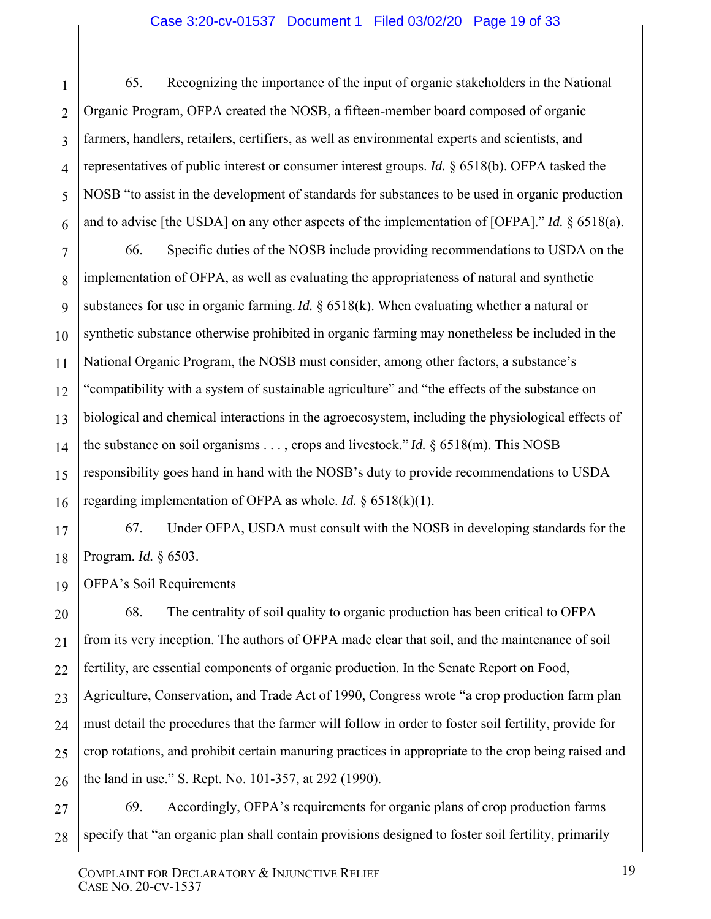65. Recognizing the importance of the input of organic stakeholders in the National Organic Program, OFPA created the NOSB, a fifteen-member board composed of organic farmers, handlers, retailers, certifiers, as well as environmental experts and scientists, and representatives of public interest or consumer interest groups. *Id.* § 6518(b). OFPA tasked the NOSB "to assist in the development of standards for substances to be used in organic production and to advise [the USDA] on any other aspects of the implementation of [OFPA]." *Id.* § 6518(a).

66. Specific duties of the NOSB include providing recommendations to USDA on the implementation of OFPA, as well as evaluating the appropriateness of natural and synthetic substances for use in organic farming. *Id.* § 6518(k). When evaluating whether a natural or synthetic substance otherwise prohibited in organic farming may nonetheless be included in the National Organic Program, the NOSB must consider, among other factors, a substance's "compatibility with a system of sustainable agriculture" and "the effects of the substance on biological and chemical interactions in the agroecosystem, including the physiological effects of the substance on soil organisms . . . , crops and livestock." *Id.* § 6518(m). This NOSB responsibility goes hand in hand with the NOSB's duty to provide recommendations to USDA regarding implementation of OFPA as whole. *Id.* § 6518(k)(1).

67. Under OFPA, USDA must consult with the NOSB in developing standards for the Program. *Id.* § 6503.

OFPA's Soil Requirements

68. The centrality of soil quality to organic production has been critical to OFPA from its very inception. The authors of OFPA made clear that soil, and the maintenance of soil fertility, are essential components of organic production. In the Senate Report on Food, Agriculture, Conservation, and Trade Act of 1990, Congress wrote "a crop production farm plan must detail the procedures that the farmer will follow in order to foster soil fertility, provide for crop rotations, and prohibit certain manuring practices in appropriate to the crop being raised and the land in use." S. Rept. No. 101-357, at 292 (1990).

69. Accordingly, OFPA's requirements for organic plans of crop production farms specify that "an organic plan shall contain provisions designed to foster soil fertility, primarily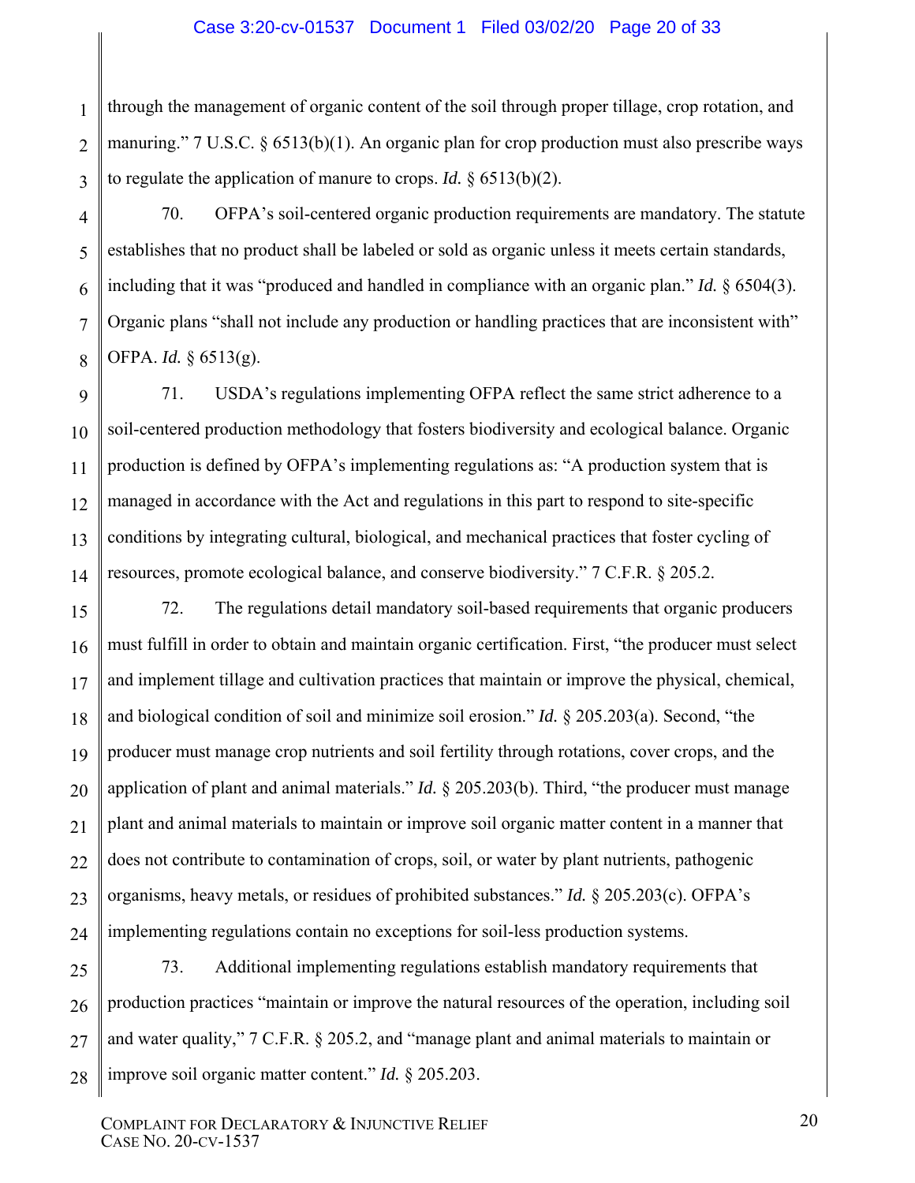through the management of organic content of the soil through proper tillage, crop rotation, and manuring." 7 U.S.C. § 6513(b)(1). An organic plan for crop production must also prescribe ways to regulate the application of manure to crops. *Id.* § 6513(b)(2).

70. OFPA's soil-centered organic production requirements are mandatory. The statute establishes that no product shall be labeled or sold as organic unless it meets certain standards, including that it was "produced and handled in compliance with an organic plan." *Id.* § 6504(3). Organic plans "shall not include any production or handling practices that are inconsistent with" OFPA. *Id.* § 6513(g).

71. USDA's regulations implementing OFPA reflect the same strict adherence to a soil-centered production methodology that fosters biodiversity and ecological balance. Organic production is defined by OFPA's implementing regulations as: "A production system that is managed in accordance with the Act and regulations in this part to respond to site-specific conditions by integrating cultural, biological, and mechanical practices that foster cycling of resources, promote ecological balance, and conserve biodiversity." 7 C.F.R. § 205.2.

72. The regulations detail mandatory soil-based requirements that organic producers must fulfill in order to obtain and maintain organic certification. First, "the producer must select and implement tillage and cultivation practices that maintain or improve the physical, chemical, and biological condition of soil and minimize soil erosion." *Id.* § 205.203(a). Second, "the producer must manage crop nutrients and soil fertility through rotations, cover crops, and the application of plant and animal materials." *Id.* § 205.203(b). Third, "the producer must manage plant and animal materials to maintain or improve soil organic matter content in a manner that does not contribute to contamination of crops, soil, or water by plant nutrients, pathogenic organisms, heavy metals, or residues of prohibited substances." *Id.* § 205.203(c). OFPA's implementing regulations contain no exceptions for soil-less production systems.

73. Additional implementing regulations establish mandatory requirements that production practices "maintain or improve the natural resources of the operation, including soil and water quality," 7 C.F.R. § 205.2, and "manage plant and animal materials to maintain or improve soil organic matter content." *Id.* § 205.203.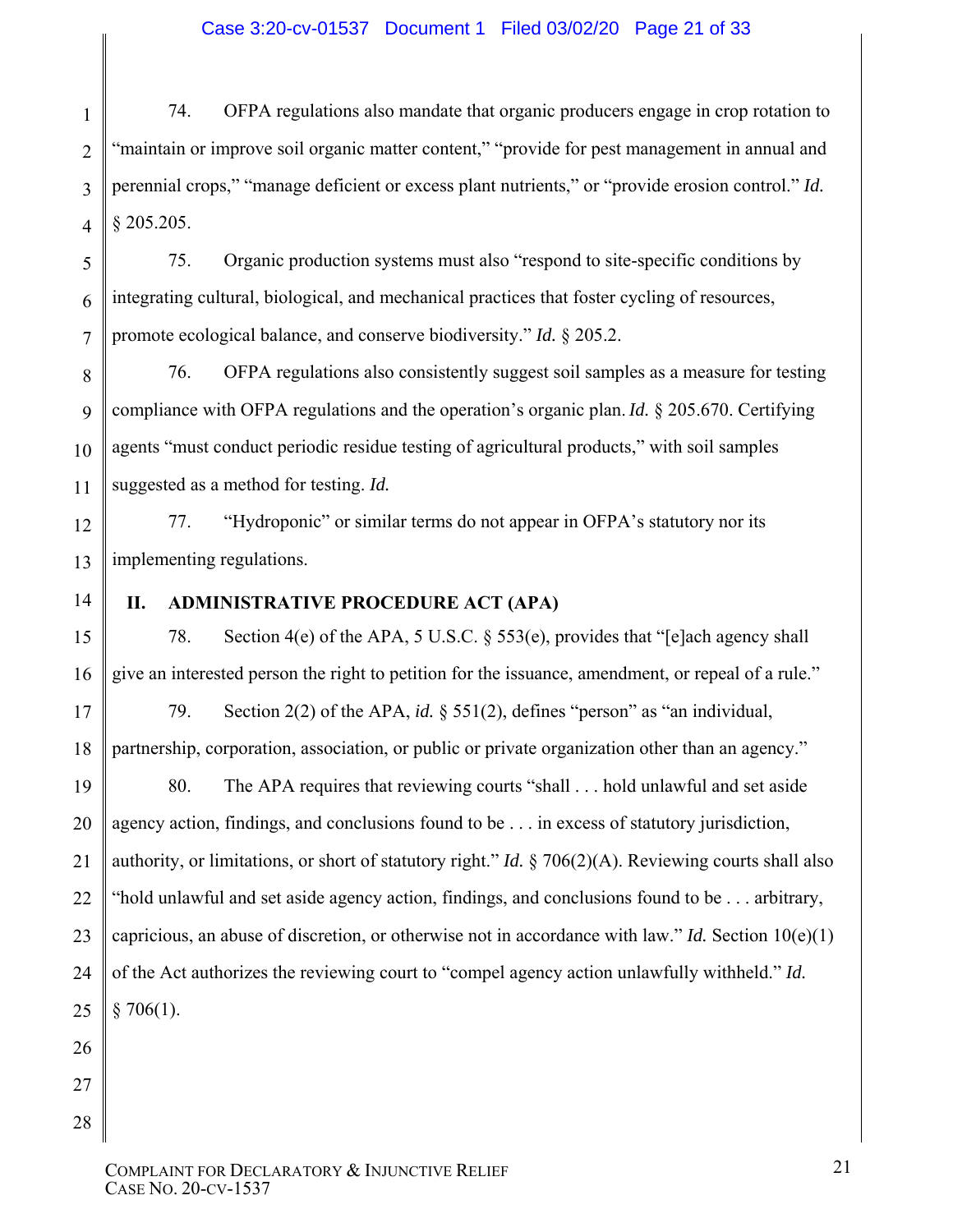74. OFPA regulations also mandate that organic producers engage in crop rotation to "maintain or improve soil organic matter content," "provide for pest management in annual and perennial crops," "manage deficient or excess plant nutrients," or "provide erosion control." *Id.* § 205.205.

75. Organic production systems must also "respond to site-specific conditions by integrating cultural, biological, and mechanical practices that foster cycling of resources, promote ecological balance, and conserve biodiversity." *Id.* § 205.2.

76. OFPA regulations also consistently suggest soil samples as a measure for testing compliance with OFPA regulations and the operation's organic plan. *Id.* § 205.670. Certifying agents "must conduct periodic residue testing of agricultural products," with soil samples suggested as a method for testing. *Id.*

77. "Hydroponic" or similar terms do not appear in OFPA's statutory nor its implementing regulations.

## II. ADMINISTRATIVE PROCEDURE ACT (APA)

78. Section 4(e) of the APA, 5 U.S.C. § 553(e), provides that "[e]ach agency shall give an interested person the right to petition for the issuance, amendment, or repeal of a rule."

79. Section 2(2) of the APA, *id.* § 551(2), defines "person" as "an individual, partnership, corporation, association, or public or private organization other than an agency."

80. The APA requires that reviewing courts "shall . . . hold unlawful and set aside agency action, findings, and conclusions found to be . . . in excess of statutory jurisdiction, authority, or limitations, or short of statutory right." *Id.* § 706(2)(A). Reviewing courts shall also "hold unlawful and set aside agency action, findings, and conclusions found to be . . . arbitrary, capricious, an abuse of discretion, or otherwise not in accordance with law." *Id.* Section 10(e)(1) of the Act authorizes the reviewing court to "compel agency action unlawfully withheld." *Id.* § 706(1).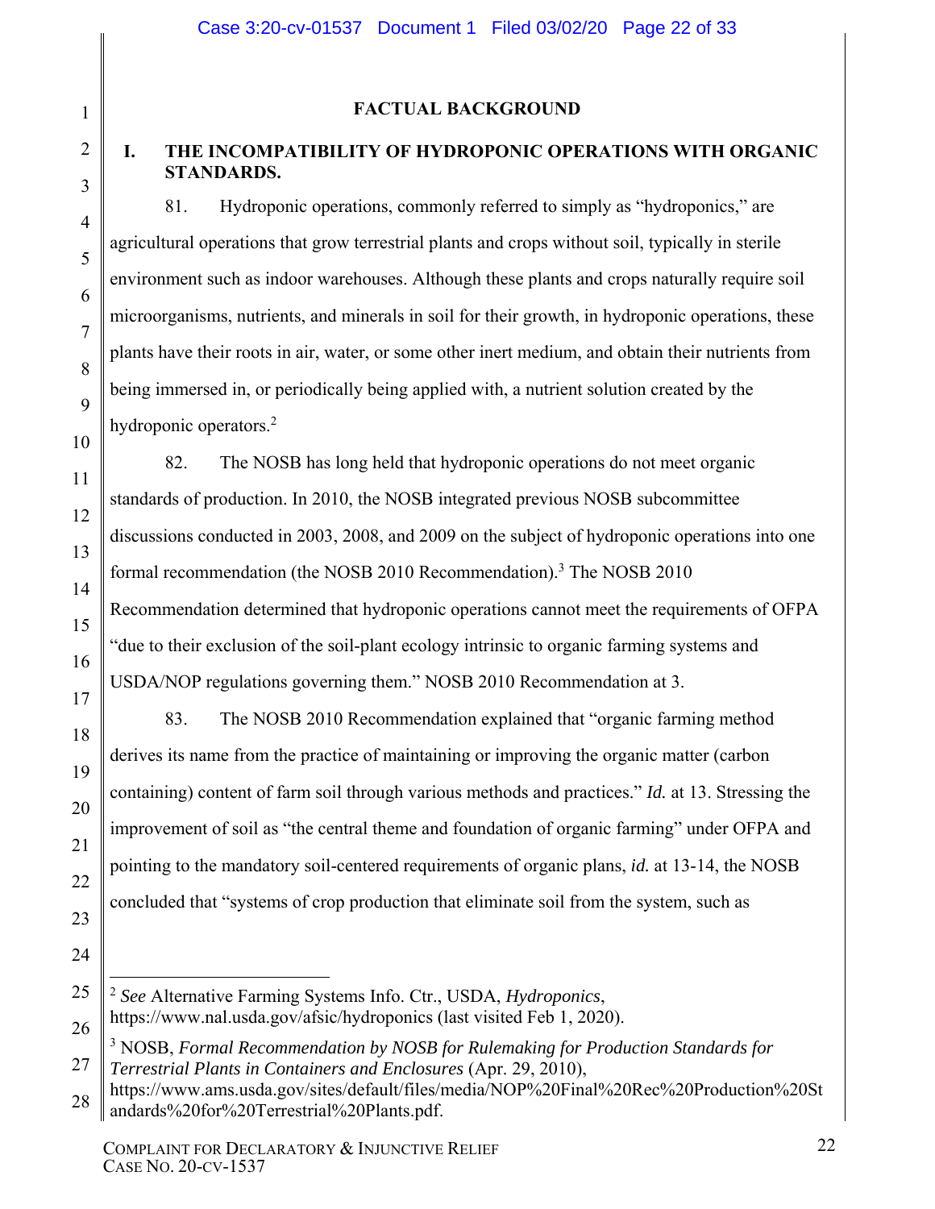## FACTUAL BACKGROUND

### I. THE INCOMPATIBILITY OF HYDROPONIC OPERATIONS WITH ORGANIC STANDARDS.

81. Hydroponic operations, commonly referred to simply as "hydroponics," are agricultural operations that grow terrestrial plants and crops without soil, typically in sterile environment such as indoor warehouses. Although these plants and crops naturally require soil microorganisms, nutrients, and minerals in soil for their growth, in hydroponic operations, these plants have their roots in air, water, or some other inert medium, and obtain their nutrients from being immersed in, or periodically being applied with, a nutrient solution created by the hydroponic operators.[2]

82. The NOSB has long held that hydroponic operations do not meet organic standards of production. In 2010, the NOSB integrated previous NOSB subcommittee discussions conducted in 2003, 2008, and 2009 on the subject of hydroponic operations into one formal recommendation (the NOSB 2010 Recommendation).[3] The NOSB 2010 Recommendation determined that hydroponic operations cannot meet the requirements of OFPA "due to their exclusion of the soil-plant ecology intrinsic to organic farming systems and USDA/NOP regulations governing them." NOSB 2010 Recommendation at 3.

83. The NOSB 2010 Recommendation explained that "organic farming method derives its name from the practice of maintaining or improving the organic matter (carbon containing) content of farm soil through various methods and practices." *Id.* at 13. Stressing the improvement of soil as "the central theme and foundation of organic farming" under OFPA and pointing to the mandatory soil-centered requirements of organic plans, *id.* at 13-14, the NOSB concluded that "systems of crop production that eliminate soil from the system, such as

---

[2] *See* Alternative Farming Systems Info. Ctr., USDA, *Hydroponics*, https://www.nal.usda.gov/afsic/hydroponics (last visited Feb 1, 2020).

[3] NOSB, *Formal Recommendation by NOSB for Rulemaking for Production Standards for Terrestrial Plants in Containers and Enclosures* (Apr. 29, 2010), https://www.ams.usda.gov/sites/default/files/media/NOP%20Final%20Rec%20Production%20Standards%20for%20Terrestrial%20Plants.pdf.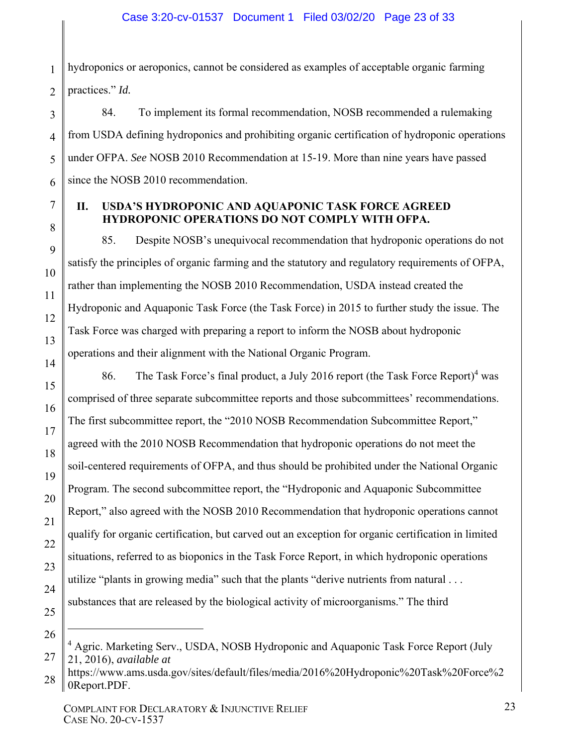hydroponics or aeroponics, cannot be considered as examples of acceptable organic farming practices." *Id.*

84. To implement its formal recommendation, NOSB recommended a rulemaking from USDA defining hydroponics and prohibiting organic certification of hydroponic operations under OFPA. *See* NOSB 2010 Recommendation at 15-19. More than nine years have passed since the NOSB 2010 recommendation.

## II. USDA'S HYDROPONIC AND AQUAPONIC TASK FORCE AGREED HYDROPONIC OPERATIONS DO NOT COMPLY WITH OFPA.

85. Despite NOSB's unequivocal recommendation that hydroponic operations do not satisfy the principles of organic farming and the statutory and regulatory requirements of OFPA, rather than implementing the NOSB 2010 Recommendation, USDA instead created the Hydroponic and Aquaponic Task Force (the Task Force) in 2015 to further study the issue. The Task Force was charged with preparing a report to inform the NOSB about hydroponic operations and their alignment with the National Organic Program.

86. The Task Force's final product, a July 2016 report (the Task Force Report)[4] was comprised of three separate subcommittee reports and those subcommittees' recommendations. The first subcommittee report, the "2010 NOSB Recommendation Subcommittee Report," agreed with the 2010 NOSB Recommendation that hydroponic operations do not meet the soil-centered requirements of OFPA, and thus should be prohibited under the National Organic Program. The second subcommittee report, the "Hydroponic and Aquaponic Subcommittee Report," also agreed with the NOSB 2010 Recommendation that hydroponic operations cannot qualify for organic certification, but carved out an exception for organic certification in limited situations, referred to as bioponics in the Task Force Report, in which hydroponic operations utilize "plants in growing media" such that the plants "derive nutrients from natural . . . substances that are released by the biological activity of microorganisms." The third

---

[4] Agric. Marketing Serv., USDA, NOSB Hydroponic and Aquaponic Task Force Report (July 21, 2016), *available at* https://www.ams.usda.gov/sites/default/files/media/2016%20Hydroponic%20Task%20Force%20Report.PDF.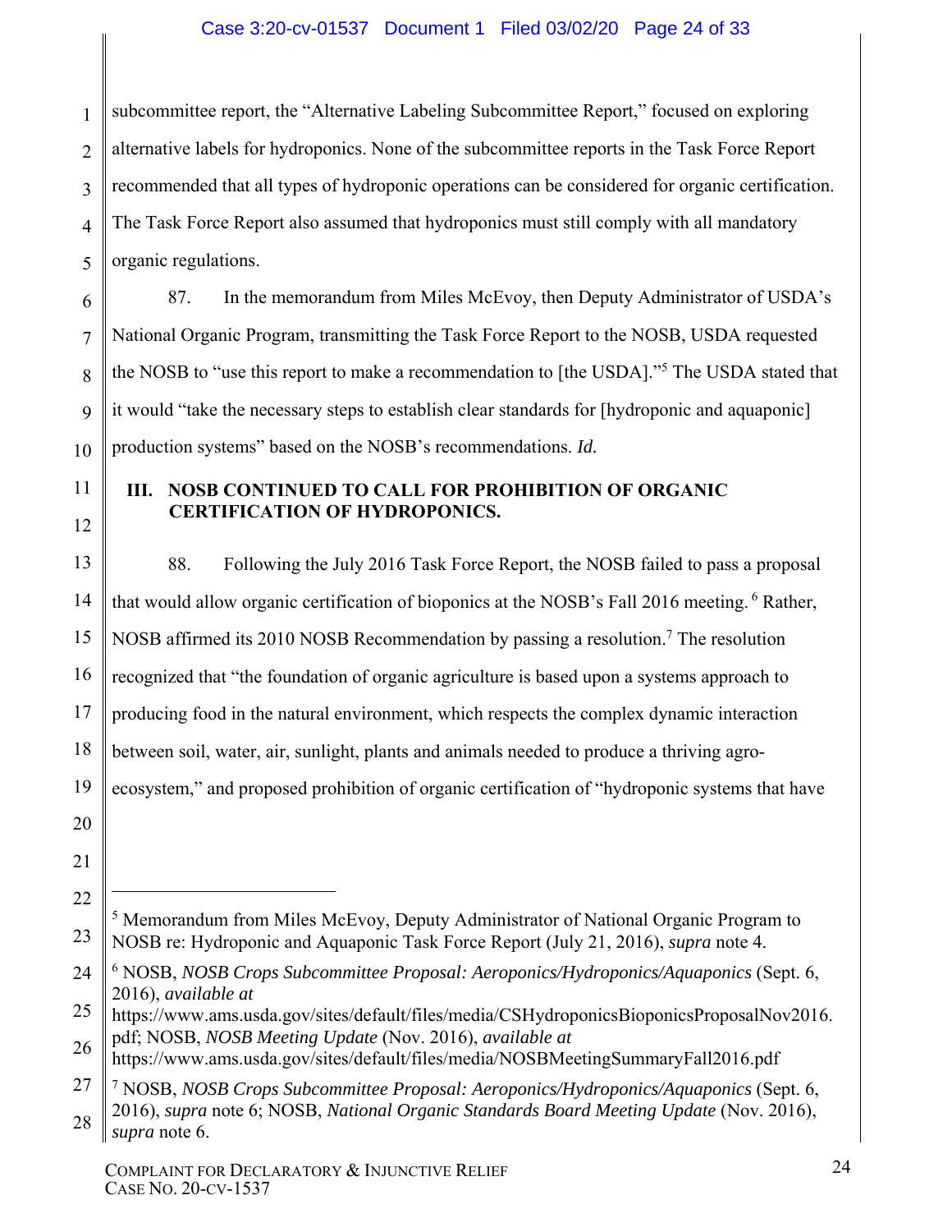subcommittee report, the "Alternative Labeling Subcommittee Report," focused on exploring alternative labels for hydroponics. None of the subcommittee reports in the Task Force Report recommended that all types of hydroponic operations can be considered for organic certification. The Task Force Report also assumed that hydroponics must still comply with all mandatory organic regulations.

87. In the memorandum from Miles McEvoy, then Deputy Administrator of USDA's National Organic Program, transmitting the Task Force Report to the NOSB, USDA requested the NOSB to "use this report to make a recommendation to [the USDA]."[5] The USDA stated that it would "take the necessary steps to establish clear standards for [hydroponic and aquaponic] production systems" based on the NOSB's recommendations. *Id.*

## III. NOSB CONTINUED TO CALL FOR PROHIBITION OF ORGANIC CERTIFICATION OF HYDROPONICS.

88. Following the July 2016 Task Force Report, the NOSB failed to pass a proposal that would allow organic certification of bioponics at the NOSB's Fall 2016 meeting.[6] Rather, NOSB affirmed its 2010 NOSB Recommendation by passing a resolution.[7] The resolution recognized that "the foundation of organic agriculture is based upon a systems approach to producing food in the natural environment, which respects the complex dynamic interaction between soil, water, air, sunlight, plants and animals needed to produce a thriving agro-ecosystem," and proposed prohibition of organic certification of "hydroponic systems that have

---

[5] Memorandum from Miles McEvoy, Deputy Administrator of National Organic Program to NOSB re: Hydroponic and Aquaponic Task Force Report (July 21, 2016), *supra* note 4.

[6] NOSB, *NOSB Crops Subcommittee Proposal: Aeroponics/Hydroponics/Aquaponics* (Sept. 6, 2016), *available at* https://www.ams.usda.gov/sites/default/files/media/CSHydroponicsBioponicsProposalNov2016.pdf; NOSB, *NOSB Meeting Update* (Nov. 2016), *available at* https://www.ams.usda.gov/sites/default/files/media/NOSBMeetingSummaryFall2016.pdf

[7] NOSB, *NOSB Crops Subcommittee Proposal: Aeroponics/Hydroponics/Aquaponics* (Sept. 6, 2016), *supra* note 6; NOSB, *National Organic Standards Board Meeting Update* (Nov. 2016), *supra* note 6.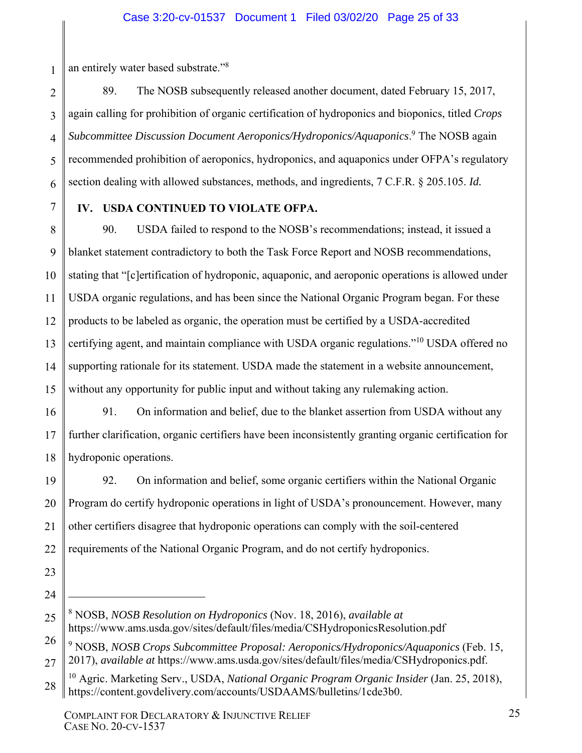an entirely water based substrate."[8]

89. The NOSB subsequently released another document, dated February 15, 2017, again calling for prohibition of organic certification of hydroponics and bioponics, titled *Crops Subcommittee Discussion Document Aeroponics/Hydroponics/Aquaponics*.[9] The NOSB again recommended prohibition of aeroponics, hydroponics, and aquaponics under OFPA's regulatory section dealing with allowed substances, methods, and ingredients, 7 C.F.R. § 205.105. *Id.*

## IV. USDA CONTINUED TO VIOLATE OFPA.

90. USDA failed to respond to the NOSB's recommendations; instead, it issued a blanket statement contradictory to both the Task Force Report and NOSB recommendations, stating that "[c]ertification of hydroponic, aquaponic, and aeroponic operations is allowed under USDA organic regulations, and has been since the National Organic Program began. For these products to be labeled as organic, the operation must be certified by a USDA-accredited certifying agent, and maintain compliance with USDA organic regulations."[10] USDA offered no supporting rationale for its statement. USDA made the statement in a website announcement, without any opportunity for public input and without taking any rulemaking action.

91. On information and belief, due to the blanket assertion from USDA without any further clarification, organic certifiers have been inconsistently granting organic certification for hydroponic operations.

92. On information and belief, some organic certifiers within the National Organic Program do certify hydroponic operations in light of USDA's pronouncement. However, many other certifiers disagree that hydroponic operations can comply with the soil-centered requirements of the National Organic Program, and do not certify hydroponics.

---

[8] NOSB, *NOSB Resolution on Hydroponics* (Nov. 18, 2016), *available at* https://www.ams.usda.gov/sites/default/files/media/CSHydroponicsResolution.pdf

[9] NOSB, *NOSB Crops Subcommittee Proposal: Aeroponics/Hydroponics/Aquaponics* (Feb. 15, 2017), *available at* https://www.ams.usda.gov/sites/default/files/media/CSHydroponics.pdf.

[10] Agric. Marketing Serv., USDA, *National Organic Program Organic Insider* (Jan. 25, 2018), https://content.govdelivery.com/accounts/USDAAMS/bulletins/1cde3b0.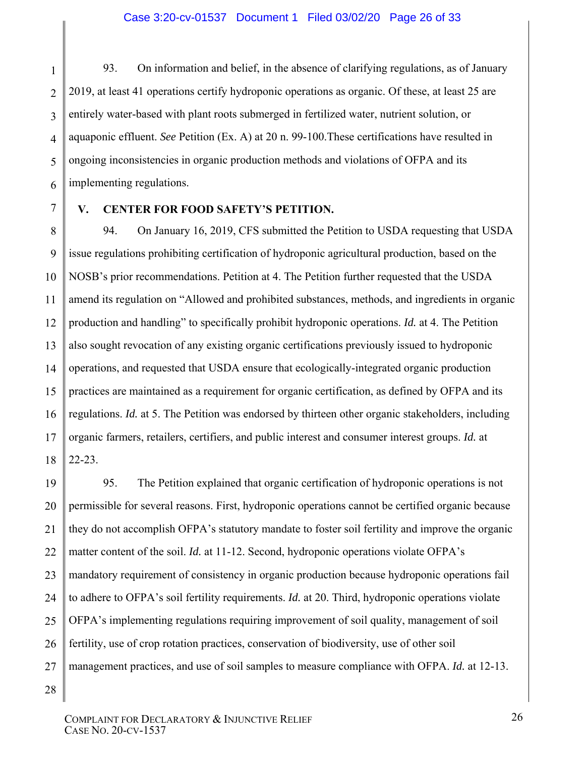93. On information and belief, in the absence of clarifying regulations, as of January 2019, at least 41 operations certify hydroponic operations as organic. Of these, at least 25 are entirely water-based with plant roots submerged in fertilized water, nutrient solution, or aquaponic effluent. *See* Petition (Ex. A) at 20 n. 99-100.These certifications have resulted in ongoing inconsistencies in organic production methods and violations of OFPA and its implementing regulations.

## V. CENTER FOR FOOD SAFETY'S PETITION.

94. On January 16, 2019, CFS submitted the Petition to USDA requesting that USDA issue regulations prohibiting certification of hydroponic agricultural production, based on the NOSB's prior recommendations. Petition at 4. The Petition further requested that the USDA amend its regulation on "Allowed and prohibited substances, methods, and ingredients in organic production and handling" to specifically prohibit hydroponic operations. *Id.* at 4. The Petition also sought revocation of any existing organic certifications previously issued to hydroponic operations, and requested that USDA ensure that ecologically-integrated organic production practices are maintained as a requirement for organic certification, as defined by OFPA and its regulations. *Id.* at 5. The Petition was endorsed by thirteen other organic stakeholders, including organic farmers, retailers, certifiers, and public interest and consumer interest groups. *Id.* at 22-23.

95. The Petition explained that organic certification of hydroponic operations is not permissible for several reasons. First, hydroponic operations cannot be certified organic because they do not accomplish OFPA's statutory mandate to foster soil fertility and improve the organic matter content of the soil. *Id.* at 11-12. Second, hydroponic operations violate OFPA's mandatory requirement of consistency in organic production because hydroponic operations fail to adhere to OFPA's soil fertility requirements. *Id.* at 20. Third, hydroponic operations violate OFPA's implementing regulations requiring improvement of soil quality, management of soil fertility, use of crop rotation practices, conservation of biodiversity, use of other soil management practices, and use of soil samples to measure compliance with OFPA. *Id.* at 12-13.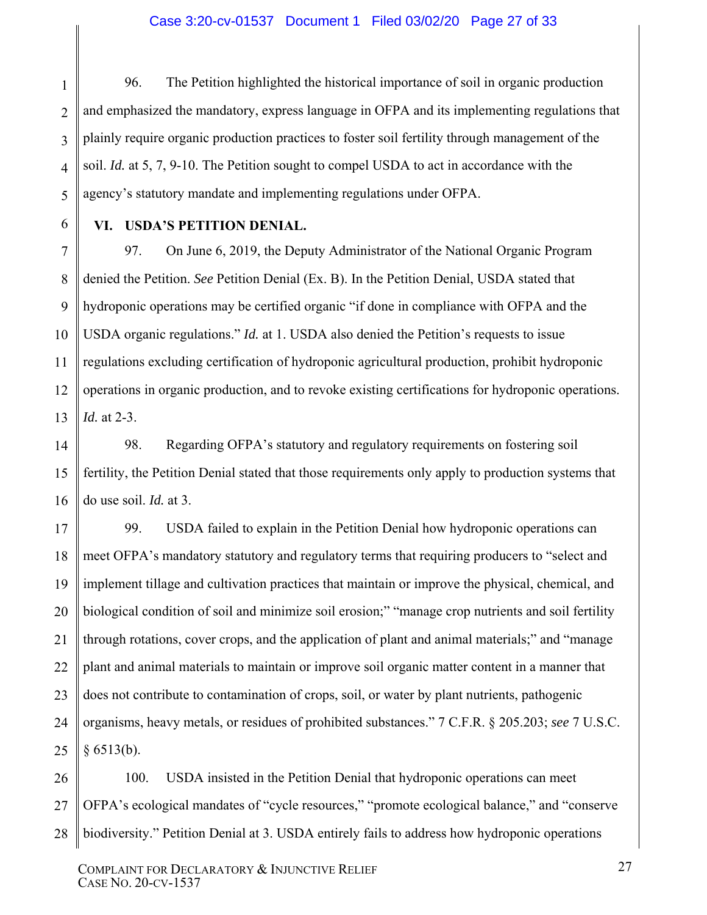96. The Petition highlighted the historical importance of soil in organic production and emphasized the mandatory, express language in OFPA and its implementing regulations that plainly require organic production practices to foster soil fertility through management of the soil. *Id.* at 5, 7, 9-10. The Petition sought to compel USDA to act in accordance with the agency's statutory mandate and implementing regulations under OFPA.

## VI. USDA'S PETITION DENIAL.

97. On June 6, 2019, the Deputy Administrator of the National Organic Program denied the Petition. *See* Petition Denial (Ex. B). In the Petition Denial, USDA stated that hydroponic operations may be certified organic "if done in compliance with OFPA and the USDA organic regulations." *Id.* at 1. USDA also denied the Petition's requests to issue regulations excluding certification of hydroponic agricultural production, prohibit hydroponic operations in organic production, and to revoke existing certifications for hydroponic operations. *Id.* at 2-3.

98. Regarding OFPA's statutory and regulatory requirements on fostering soil fertility, the Petition Denial stated that those requirements only apply to production systems that do use soil. *Id.* at 3.

99. USDA failed to explain in the Petition Denial how hydroponic operations can meet OFPA's mandatory statutory and regulatory terms that requiring producers to "select and implement tillage and cultivation practices that maintain or improve the physical, chemical, and biological condition of soil and minimize soil erosion;" "manage crop nutrients and soil fertility through rotations, cover crops, and the application of plant and animal materials;" and "manage plant and animal materials to maintain or improve soil organic matter content in a manner that does not contribute to contamination of crops, soil, or water by plant nutrients, pathogenic organisms, heavy metals, or residues of prohibited substances." 7 C.F.R. § 205.203; *see* 7 U.S.C. § 6513(b).

100. USDA insisted in the Petition Denial that hydroponic operations can meet OFPA's ecological mandates of "cycle resources," "promote ecological balance," and "conserve biodiversity." Petition Denial at 3. USDA entirely fails to address how hydroponic operations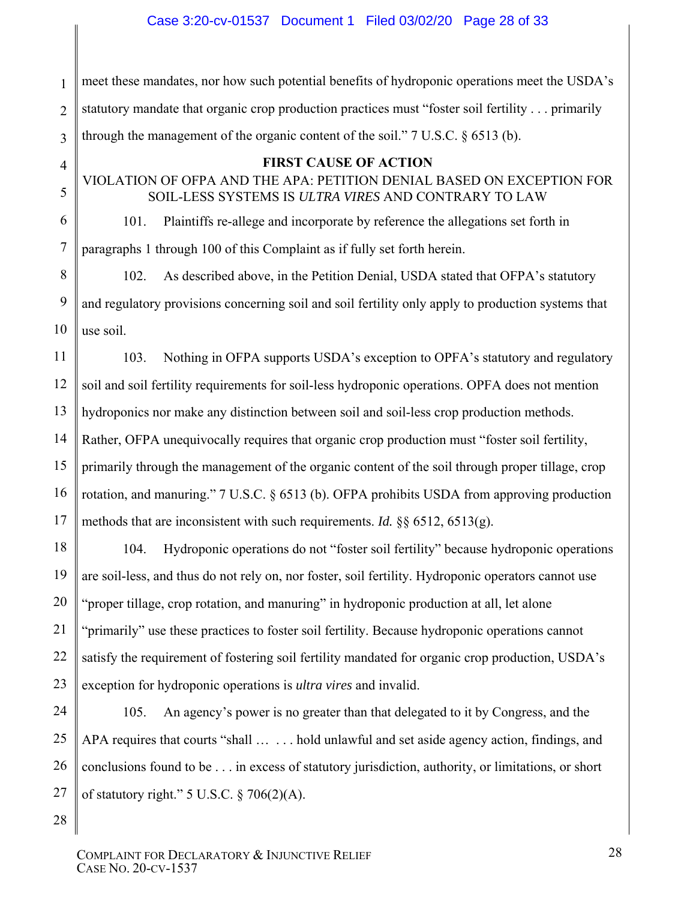meet these mandates, nor how such potential benefits of hydroponic operations meet the USDA's statutory mandate that organic crop production practices must "foster soil fertility . . . primarily through the management of the organic content of the soil." 7 U.S.C. § 6513 (b).

**FIRST CAUSE OF ACTION**

VIOLATION OF OFPA AND THE APA: PETITION DENIAL BASED ON EXCEPTION FOR SOIL-LESS SYSTEMS IS *ULTRA VIRES* AND CONTRARY TO LAW

101. Plaintiffs re-allege and incorporate by reference the allegations set forth in paragraphs 1 through 100 of this Complaint as if fully set forth herein.

102. As described above, in the Petition Denial, USDA stated that OFPA's statutory and regulatory provisions concerning soil and soil fertility only apply to production systems that use soil.

103. Nothing in OFPA supports USDA's exception to OPFA's statutory and regulatory soil and soil fertility requirements for soil-less hydroponic operations. OPFA does not mention hydroponics nor make any distinction between soil and soil-less crop production methods. Rather, OFPA unequivocally requires that organic crop production must "foster soil fertility, primarily through the management of the organic content of the soil through proper tillage, crop rotation, and manuring." 7 U.S.C. § 6513 (b). OFPA prohibits USDA from approving production methods that are inconsistent with such requirements. *Id.* §§ 6512, 6513(g).

104. Hydroponic operations do not "foster soil fertility" because hydroponic operations are soil-less, and thus do not rely on, nor foster, soil fertility. Hydroponic operators cannot use "proper tillage, crop rotation, and manuring" in hydroponic production at all, let alone "primarily" use these practices to foster soil fertility. Because hydroponic operations cannot satisfy the requirement of fostering soil fertility mandated for organic crop production, USDA's exception for hydroponic operations is *ultra vires* and invalid.

105. An agency's power is no greater than that delegated to it by Congress, and the APA requires that courts "shall … . . . hold unlawful and set aside agency action, findings, and conclusions found to be . . . in excess of statutory jurisdiction, authority, or limitations, or short of statutory right." 5 U.S.C. § 706(2)(A).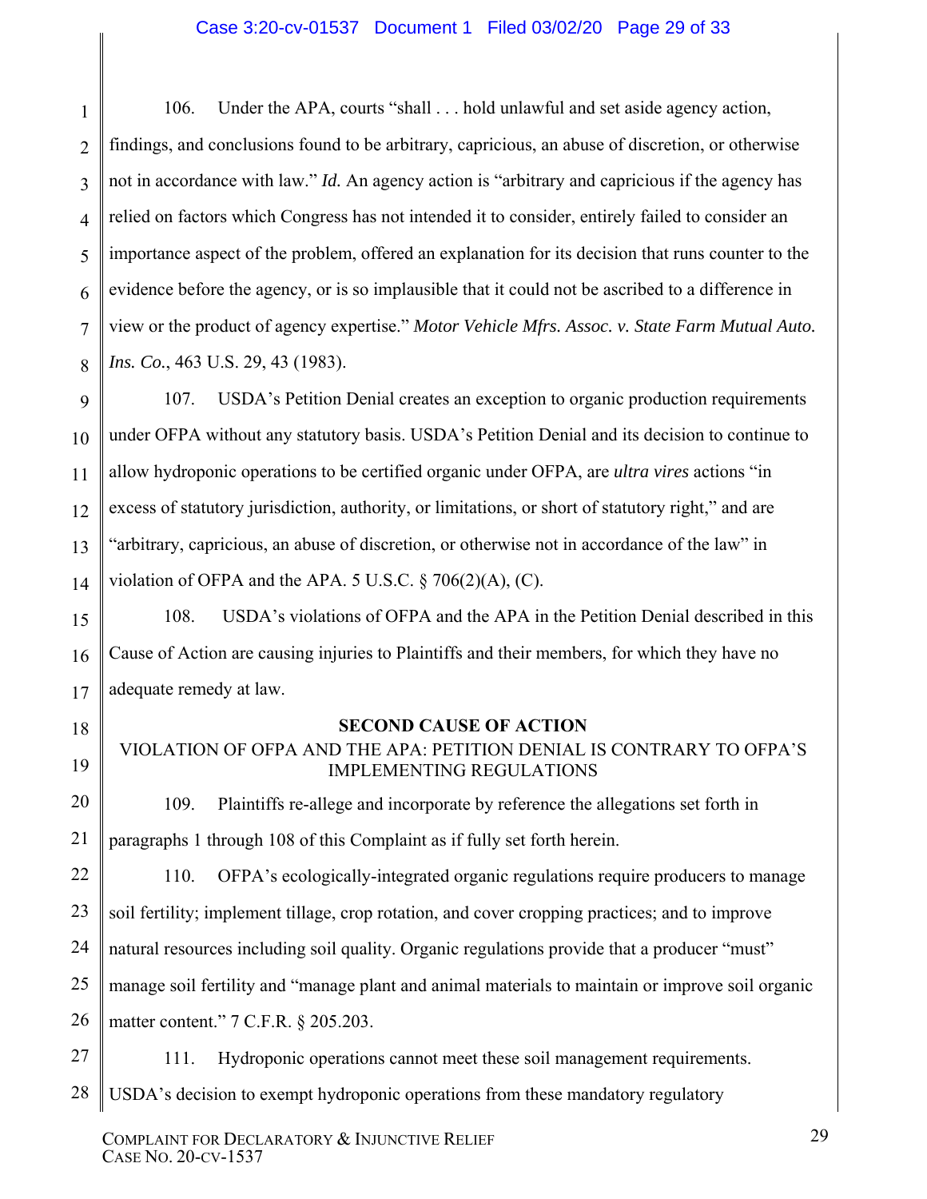106. Under the APA, courts "shall . . . hold unlawful and set aside agency action, findings, and conclusions found to be arbitrary, capricious, an abuse of discretion, or otherwise not in accordance with law." *Id.* An agency action is "arbitrary and capricious if the agency has relied on factors which Congress has not intended it to consider, entirely failed to consider an importance aspect of the problem, offered an explanation for its decision that runs counter to the evidence before the agency, or is so implausible that it could not be ascribed to a difference in view or the product of agency expertise." *Motor Vehicle Mfrs. Assoc. v. State Farm Mutual Auto. Ins. Co.*, 463 U.S. 29, 43 (1983).

107. USDA's Petition Denial creates an exception to organic production requirements under OFPA without any statutory basis. USDA's Petition Denial and its decision to continue to allow hydroponic operations to be certified organic under OFPA, are *ultra vires* actions "in excess of statutory jurisdiction, authority, or limitations, or short of statutory right," and are "arbitrary, capricious, an abuse of discretion, or otherwise not in accordance of the law" in violation of OFPA and the APA. 5 U.S.C. § 706(2)(A), (C).

108. USDA's violations of OFPA and the APA in the Petition Denial described in this Cause of Action are causing injuries to Plaintiffs and their members, for which they have no adequate remedy at law.

## SECOND CAUSE OF ACTION

### VIOLATION OF OFPA AND THE APA: PETITION DENIAL IS CONTRARY TO OFPA'S IMPLEMENTING REGULATIONS

109. Plaintiffs re-allege and incorporate by reference the allegations set forth in paragraphs 1 through 108 of this Complaint as if fully set forth herein.

110. OFPA's ecologically-integrated organic regulations require producers to manage soil fertility; implement tillage, crop rotation, and cover cropping practices; and to improve natural resources including soil quality. Organic regulations provide that a producer "must" manage soil fertility and "manage plant and animal materials to maintain or improve soil organic matter content." 7 C.F.R. § 205.203.

111. Hydroponic operations cannot meet these soil management requirements. USDA's decision to exempt hydroponic operations from these mandatory regulatory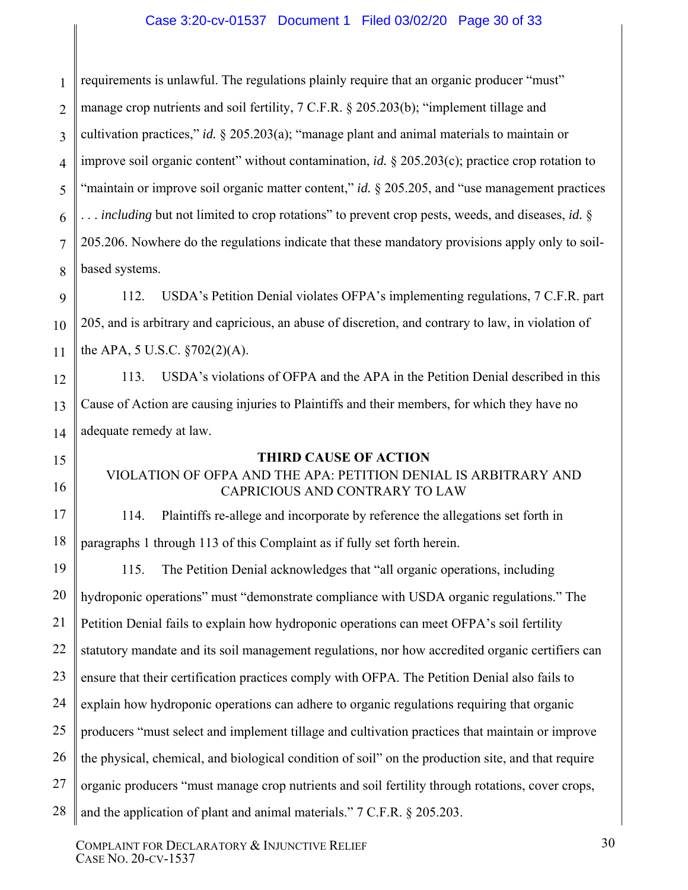requirements is unlawful. The regulations plainly require that an organic producer "must" manage crop nutrients and soil fertility, 7 C.F.R. § 205.203(b); "implement tillage and cultivation practices," *id.* § 205.203(a); "manage plant and animal materials to maintain or improve soil organic content" without contamination, *id.* § 205.203(c); practice crop rotation to "maintain or improve soil organic matter content," *id.* § 205.205, and "use management practices . . . *including* but not limited to crop rotations" to prevent crop pests, weeds, and diseases, *id.* § 205.206. Nowhere do the regulations indicate that these mandatory provisions apply only to soil-based systems.

112. USDA's Petition Denial violates OFPA's implementing regulations, 7 C.F.R. part 205, and is arbitrary and capricious, an abuse of discretion, and contrary to law, in violation of the APA, 5 U.S.C. §702(2)(A).

113. USDA's violations of OFPA and the APA in the Petition Denial described in this Cause of Action are causing injuries to Plaintiffs and their members, for which they have no adequate remedy at law.

## THIRD CAUSE OF ACTION

### VIOLATION OF OFPA AND THE APA: PETITION DENIAL IS ARBITRARY AND CAPRICIOUS AND CONTRARY TO LAW

114. Plaintiffs re-allege and incorporate by reference the allegations set forth in paragraphs 1 through 113 of this Complaint as if fully set forth herein.

115. The Petition Denial acknowledges that "all organic operations, including hydroponic operations" must "demonstrate compliance with USDA organic regulations." The Petition Denial fails to explain how hydroponic operations can meet OFPA's soil fertility statutory mandate and its soil management regulations, nor how accredited organic certifiers can ensure that their certification practices comply with OFPA. The Petition Denial also fails to explain how hydroponic operations can adhere to organic regulations requiring that organic producers "must select and implement tillage and cultivation practices that maintain or improve the physical, chemical, and biological condition of soil" on the production site, and that require organic producers "must manage crop nutrients and soil fertility through rotations, cover crops, and the application of plant and animal materials." 7 C.F.R. § 205.203.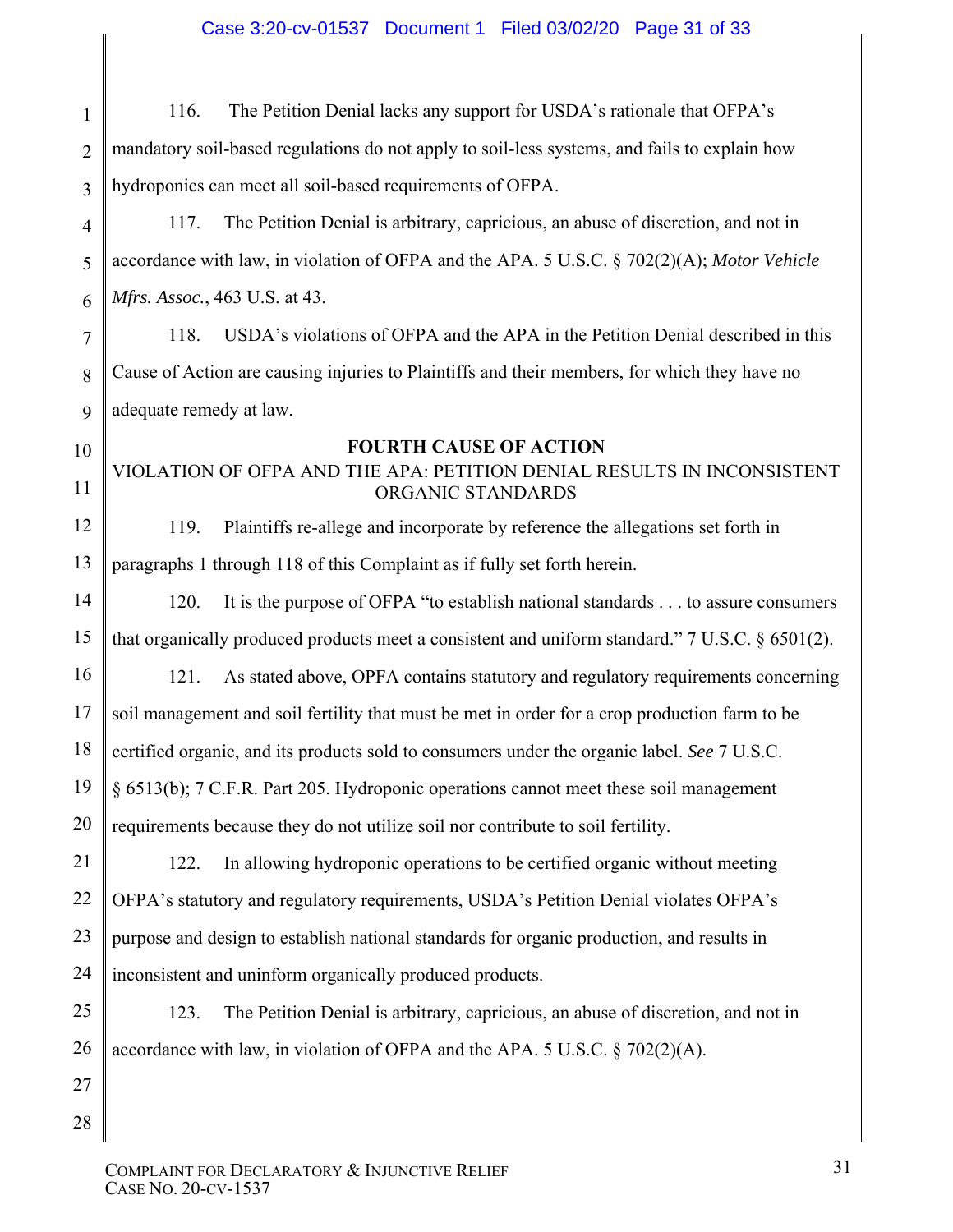116. The Petition Denial lacks any support for USDA's rationale that OFPA's mandatory soil-based regulations do not apply to soil-less systems, and fails to explain how hydroponics can meet all soil-based requirements of OFPA.

117. The Petition Denial is arbitrary, capricious, an abuse of discretion, and not in accordance with law, in violation of OFPA and the APA. 5 U.S.C. § 702(2)(A); *Motor Vehicle Mfrs. Assoc.*, 463 U.S. at 43.

118. USDA's violations of OFPA and the APA in the Petition Denial described in this Cause of Action are causing injuries to Plaintiffs and their members, for which they have no adequate remedy at law.

**FOURTH CAUSE OF ACTION**

VIOLATION OF OFPA AND THE APA: PETITION DENIAL RESULTS IN INCONSISTENT ORGANIC STANDARDS

119. Plaintiffs re-allege and incorporate by reference the allegations set forth in paragraphs 1 through 118 of this Complaint as if fully set forth herein.

120. It is the purpose of OFPA "to establish national standards . . . to assure consumers that organically produced products meet a consistent and uniform standard." 7 U.S.C. § 6501(2).

121. As stated above, OPFA contains statutory and regulatory requirements concerning soil management and soil fertility that must be met in order for a crop production farm to be certified organic, and its products sold to consumers under the organic label. *See* 7 U.S.C. § 6513(b); 7 C.F.R. Part 205. Hydroponic operations cannot meet these soil management requirements because they do not utilize soil nor contribute to soil fertility.

122. In allowing hydroponic operations to be certified organic without meeting OFPA's statutory and regulatory requirements, USDA's Petition Denial violates OFPA's purpose and design to establish national standards for organic production, and results in inconsistent and uninform organically produced products.

123. The Petition Denial is arbitrary, capricious, an abuse of discretion, and not in accordance with law, in violation of OFPA and the APA. 5 U.S.C. § 702(2)(A).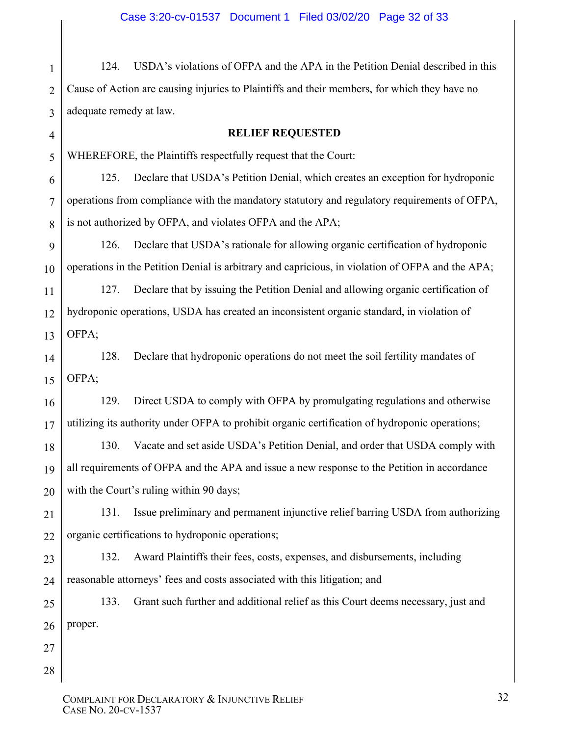124. USDA's violations of OFPA and the APA in the Petition Denial described in this Cause of Action are causing injuries to Plaintiffs and their members, for which they have no adequate remedy at law.

## RELIEF REQUESTED

WHEREFORE, the Plaintiffs respectfully request that the Court:

125. Declare that USDA's Petition Denial, which creates an exception for hydroponic operations from compliance with the mandatory statutory and regulatory requirements of OFPA, is not authorized by OFPA, and violates OFPA and the APA;

126. Declare that USDA's rationale for allowing organic certification of hydroponic operations in the Petition Denial is arbitrary and capricious, in violation of OFPA and the APA;

127. Declare that by issuing the Petition Denial and allowing organic certification of hydroponic operations, USDA has created an inconsistent organic standard, in violation of OFPA;

128. Declare that hydroponic operations do not meet the soil fertility mandates of OFPA;

129. Direct USDA to comply with OFPA by promulgating regulations and otherwise utilizing its authority under OFPA to prohibit organic certification of hydroponic operations;

130. Vacate and set aside USDA's Petition Denial, and order that USDA comply with all requirements of OFPA and the APA and issue a new response to the Petition in accordance with the Court's ruling within 90 days;

131. Issue preliminary and permanent injunctive relief barring USDA from authorizing organic certifications to hydroponic operations;

132. Award Plaintiffs their fees, costs, expenses, and disbursements, including reasonable attorneys' fees and costs associated with this litigation; and

133. Grant such further and additional relief as this Court deems necessary, just and proper.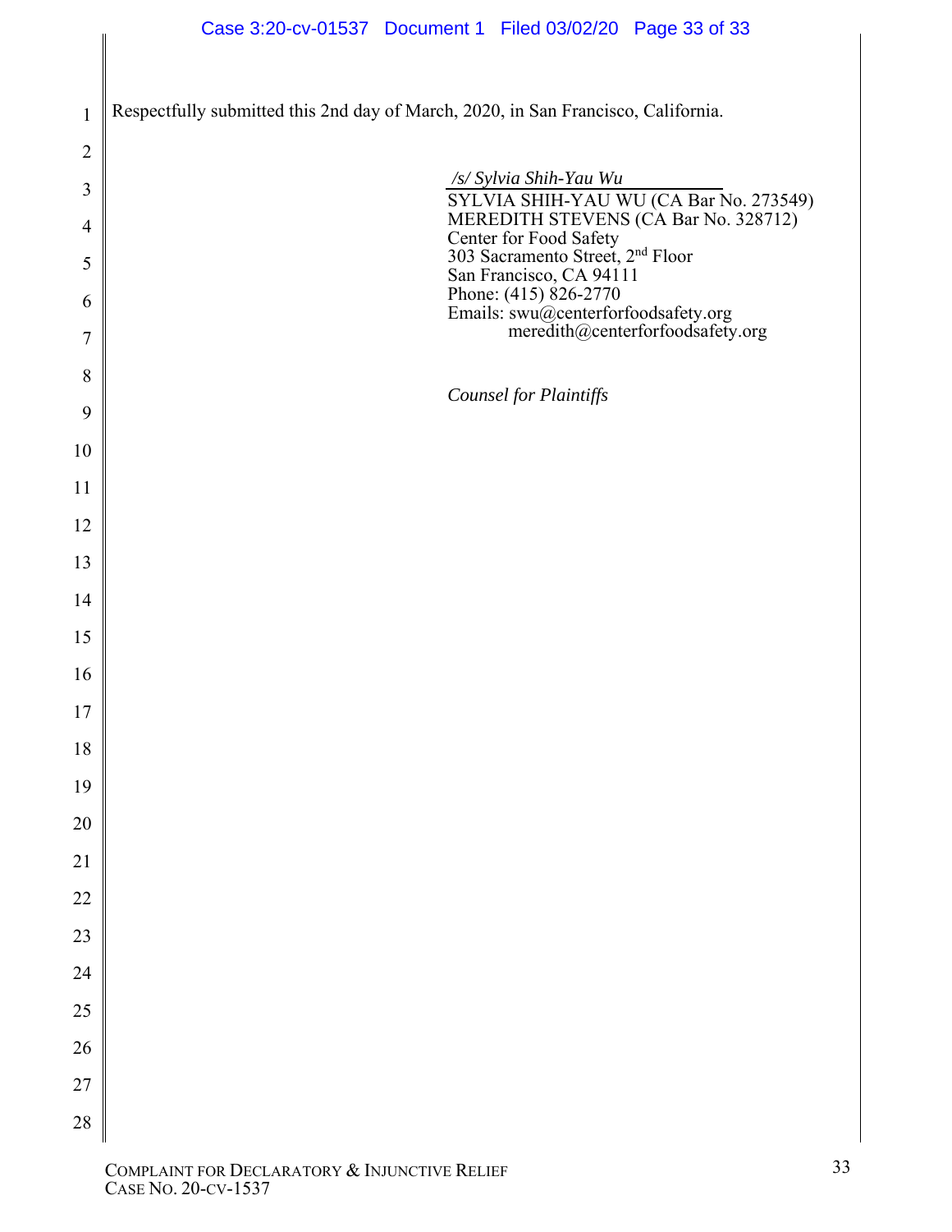Respectfully submitted this 2nd day of March, 2020, in San Francisco, California.

*/s/ Sylvia Shih-Yau Wu*
SYLVIA SHIH-YAU WU (CA Bar No. 273549)
MEREDITH STEVENS (CA Bar No. 328712)
Center for Food Safety
303 Sacramento Street, 2nd Floor
San Francisco, CA 94111
Phone: (415) 826-2770
Emails: swu@centerforfoodsafety.org
meredith@centerforfoodsafety.org

*Counsel for Plaintiffs*